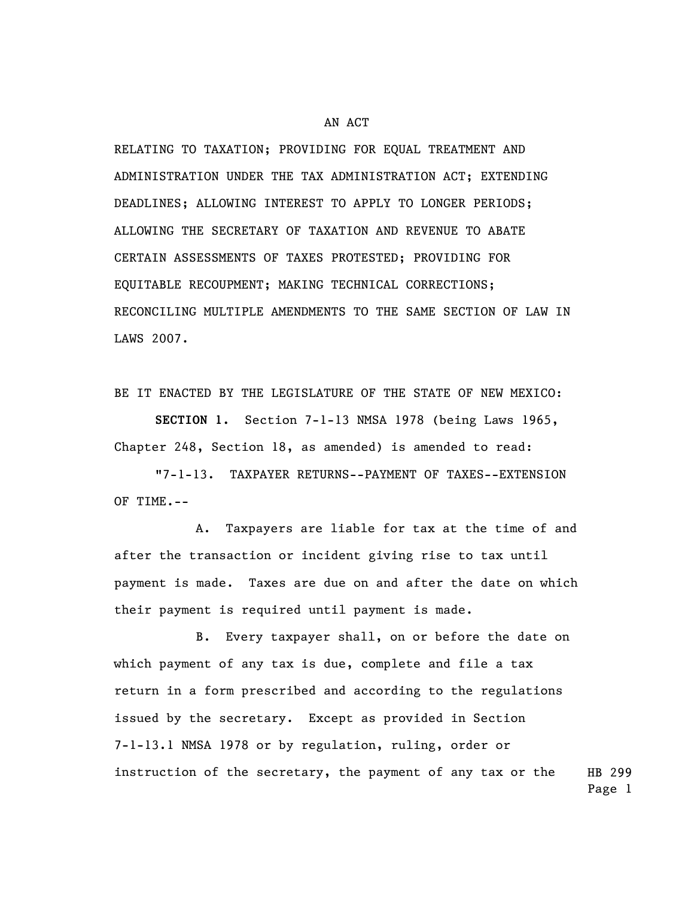# AN ACT

RELATING TO TAXATION; PROVIDING FOR EQUAL TREATMENT AND ADMINISTRATION UNDER THE TAX ADMINISTRATION ACT; EXTENDING DEADLINES; ALLOWING INTEREST TO APPLY TO LONGER PERIODS; ALLOWING THE SECRETARY OF TAXATION AND REVENUE TO ABATE CERTAIN ASSESSMENTS OF TAXES PROTESTED; PROVIDING FOR EQUITABLE RECOUPMENT; MAKING TECHNICAL CORRECTIONS; RECONCILING MULTIPLE AMENDMENTS TO THE SAME SECTION OF LAW IN LAWS 2007.

BE IT ENACTED BY THE LEGISLATURE OF THE STATE OF NEW MEXICO:

**SECTION 1.** Section 7-1-13 NMSA 1978 (being Laws 1965, Chapter 248, Section 18, as amended) is amended to read:

"7-1-13. TAXPAYER RETURNS--PAYMENT OF TAXES--EXTENSION OF TIME.--

A. Taxpayers are liable for tax at the time of and after the transaction or incident giving rise to tax until payment is made. Taxes are due on and after the date on which their payment is required until payment is made.

B. Every taxpayer shall, on or before the date on which payment of any tax is due, complete and file a tax return in a form prescribed and according to the regulations issued by the secretary. Except as provided in Section 7-1-13.1 NMSA 1978 or by regulation, ruling, order or instruction of the secretary, the payment of any tax or the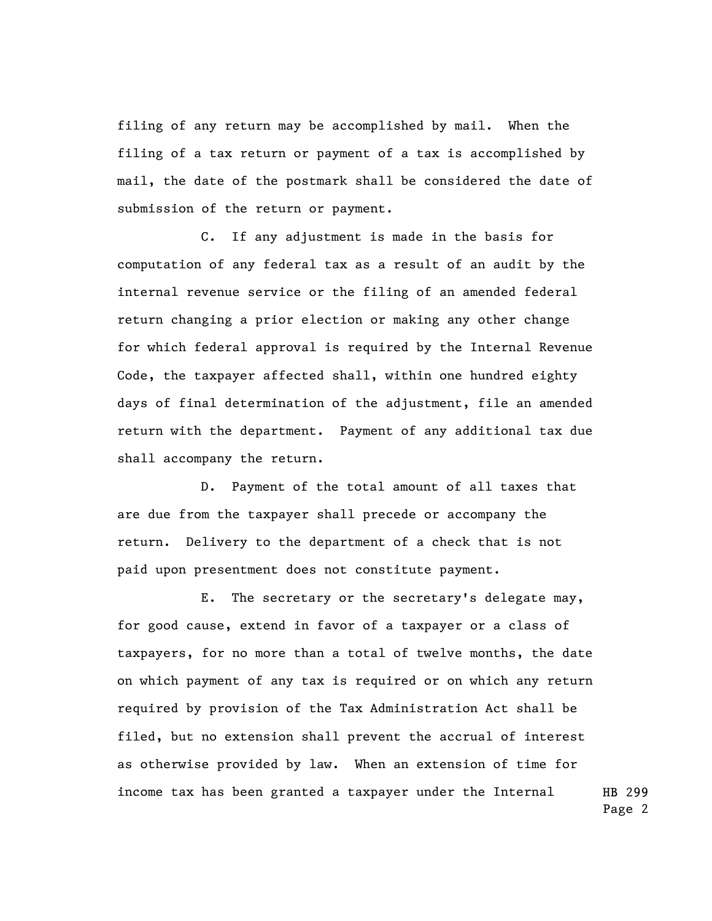filing of any return may be accomplished by mail. When the filing of a tax return or payment of a tax is accomplished by mail, the date of the postmark shall be considered the date of submission of the return or payment.

C. If any adjustment is made in the basis for computation of any federal tax as a result of an audit by the internal revenue service or the filing of an amended federal return changing a prior election or making any other change for which federal approval is required by the Internal Revenue Code, the taxpayer affected shall, within one hundred eighty days of final determination of the adjustment, file an amended return with the department. Payment of any additional tax due shall accompany the return.

D. Payment of the total amount of all taxes that are due from the taxpayer shall precede or accompany the return. Delivery to the department of a check that is not paid upon presentment does not constitute payment.

E. The secretary or the secretary's delegate may, for good cause, extend in favor of a taxpayer or a class of taxpayers, for no more than a total of twelve months, the date on which payment of any tax is required or on which any return required by provision of the Tax Administration Act shall be filed, but no extension shall prevent the accrual of interest as otherwise provided by law. When an extension of time for income tax has been granted a taxpayer under the Internal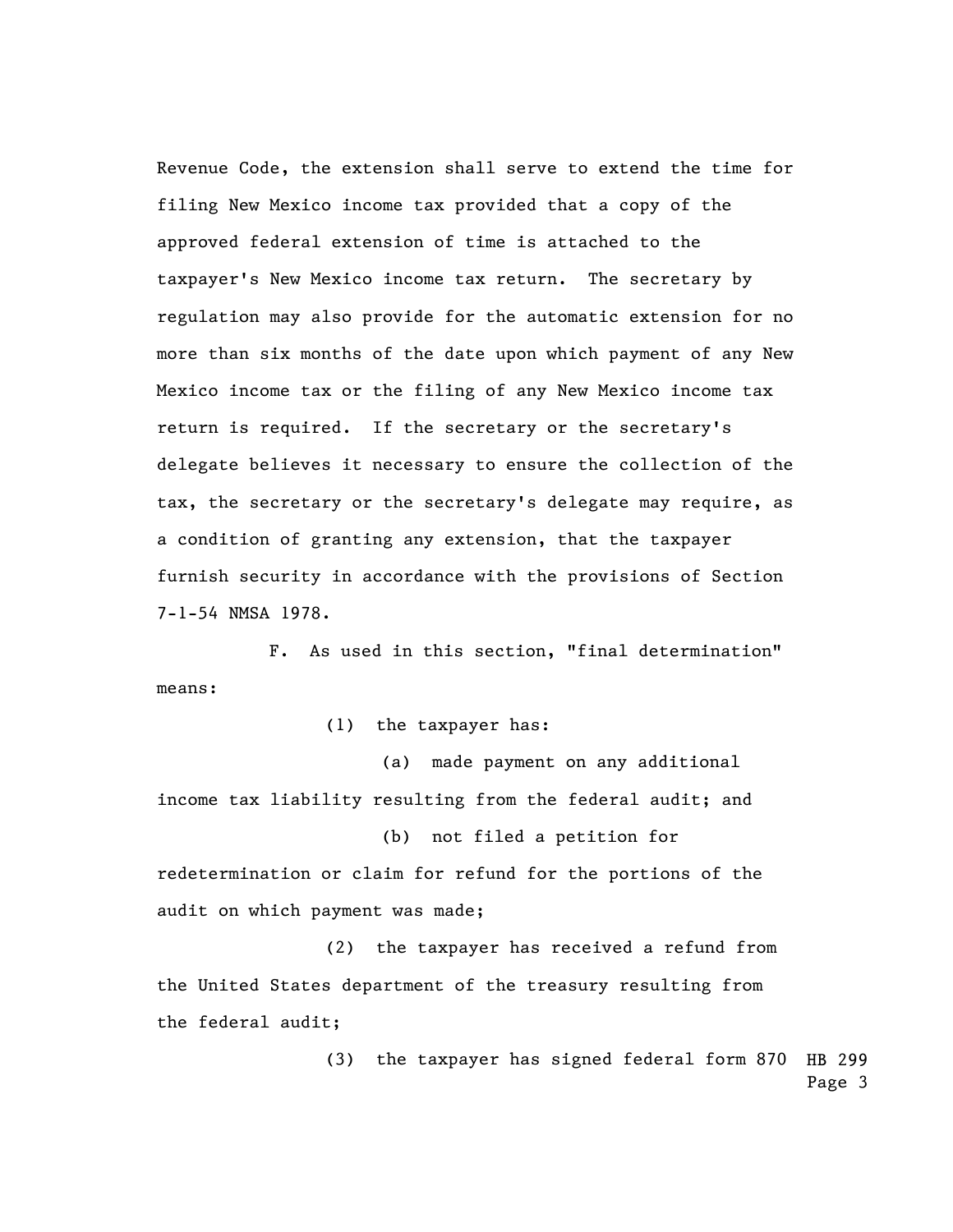Revenue Code, the extension shall serve to extend the time for filing New Mexico income tax provided that a copy of the approved federal extension of time is attached to the taxpayer's New Mexico income tax return. The secretary by regulation may also provide for the automatic extension for no more than six months of the date upon which payment of any New Mexico income tax or the filing of any New Mexico income tax return is required. If the secretary or the secretary's delegate believes it necessary to ensure the collection of the tax, the secretary or the secretary's delegate may require, as a condition of granting any extension, that the taxpayer furnish security in accordance with the provisions of Section 7-1-54 NMSA 1978.

F. As used in this section, "final determination" means:

(1) the taxpayer has:

(a) made payment on any additional income tax liability resulting from the federal audit; and

(b) not filed a petition for redetermination or claim for refund for the portions of the audit on which payment was made;

(2) the taxpayer has received a refund from the United States department of the treasury resulting from the federal audit;

(3) the taxpayer has signed federal form 870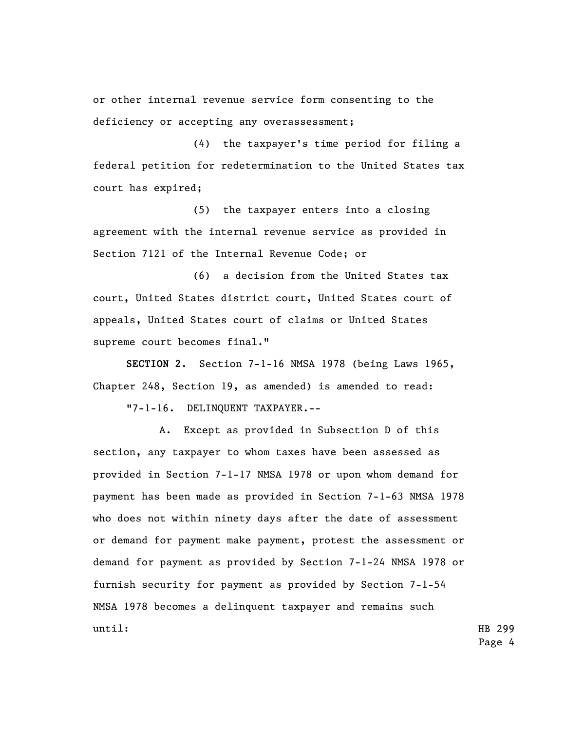or other internal revenue service form consenting to the deficiency or accepting any overassessment;

(4) the taxpayer's time period for filing a federal petition for redetermination to the United States tax court has expired;

(5) the taxpayer enters into a closing agreement with the internal revenue service as provided in Section 7121 of the Internal Revenue Code; or

(6) a decision from the United States tax court, United States district court, United States court of appeals, United States court of claims or United States supreme court becomes final."

**SECTION 2.** Section 7-1-16 NMSA 1978 (being Laws 1965, Chapter 248, Section 19, as amended) is amended to read:

"7-1-16. DELINQUENT TAXPAYER.--

A. Except as provided in Subsection D of this section, any taxpayer to whom taxes have been assessed as provided in Section 7-1-17 NMSA 1978 or upon whom demand for payment has been made as provided in Section 7-1-63 NMSA 1978 who does not within ninety days after the date of assessment or demand for payment make payment, protest the assessment or demand for payment as provided by Section 7-1-24 NMSA 1978 or furnish security for payment as provided by Section 7-1-54 NMSA 1978 becomes a delinquent taxpayer and remains such until: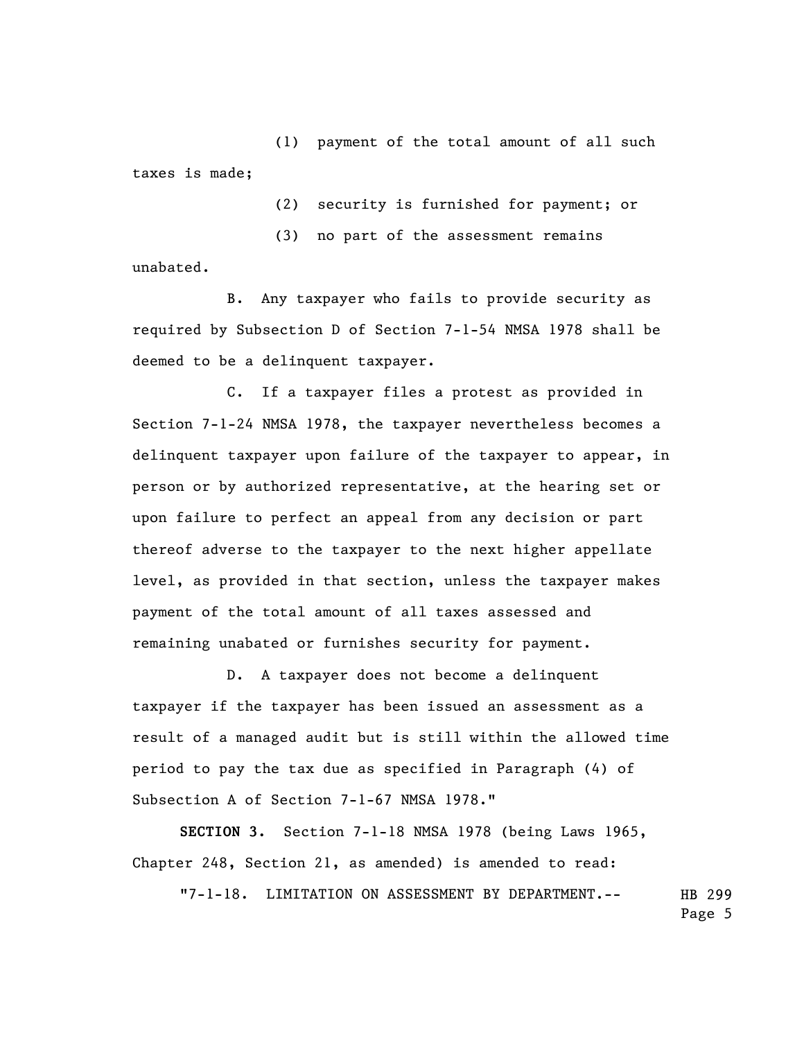(1) payment of the total amount of all such taxes is made;

(2) security is furnished for payment; or

(3) no part of the assessment remains unabated.

B. Any taxpayer who fails to provide security as required by Subsection D of Section 7-1-54 NMSA 1978 shall be deemed to be a delinquent taxpayer.

C. If a taxpayer files a protest as provided in Section 7-1-24 NMSA 1978, the taxpayer nevertheless becomes a delinquent taxpayer upon failure of the taxpayer to appear, in person or by authorized representative, at the hearing set or upon failure to perfect an appeal from any decision or part thereof adverse to the taxpayer to the next higher appellate level, as provided in that section, unless the taxpayer makes payment of the total amount of all taxes assessed and remaining unabated or furnishes security for payment.

D. A taxpayer does not become a delinquent taxpayer if the taxpayer has been issued an assessment as a result of a managed audit but is still within the allowed time period to pay the tax due as specified in Paragraph (4) of Subsection A of Section 7-1-67 NMSA 1978."

**SECTION 3.** Section 7-1-18 NMSA 1978 (being Laws 1965, Chapter 248, Section 21, as amended) is amended to read:

"7-1-18. LIMITATION ON ASSESSMENT BY DEPARTMENT.--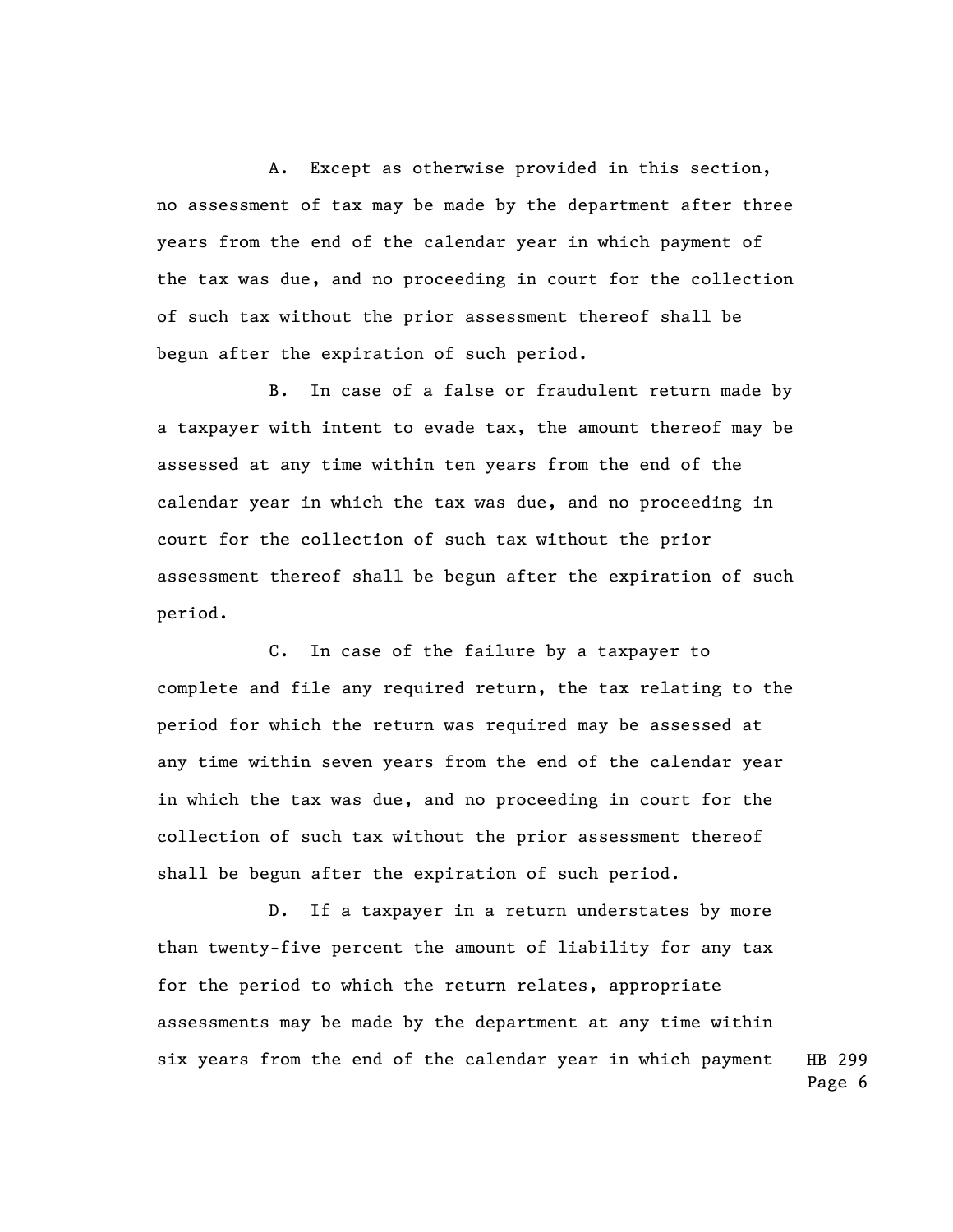A. Except as otherwise provided in this section, no assessment of tax may be made by the department after three years from the end of the calendar year in which payment of the tax was due, and no proceeding in court for the collection of such tax without the prior assessment thereof shall be begun after the expiration of such period.

B. In case of a false or fraudulent return made by a taxpayer with intent to evade tax, the amount thereof may be assessed at any time within ten years from the end of the calendar year in which the tax was due, and no proceeding in court for the collection of such tax without the prior assessment thereof shall be begun after the expiration of such period.

C. In case of the failure by a taxpayer to complete and file any required return, the tax relating to the period for which the return was required may be assessed at any time within seven years from the end of the calendar year in which the tax was due, and no proceeding in court for the collection of such tax without the prior assessment thereof shall be begun after the expiration of such period.

D. If a taxpayer in a return understates by more than twenty-five percent the amount of liability for any tax for the period to which the return relates, appropriate assessments may be made by the department at any time within six years from the end of the calendar year in which payment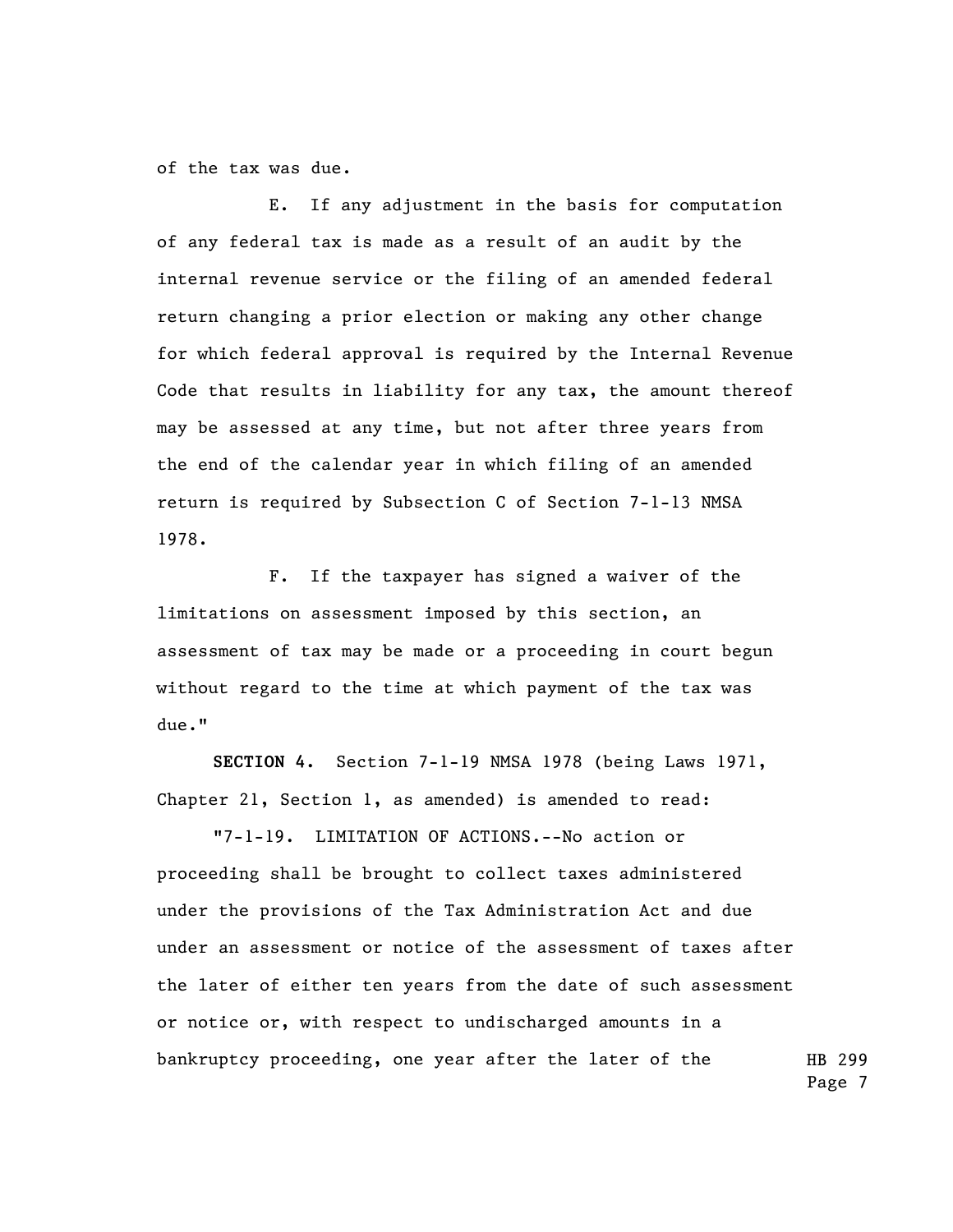of the tax was due.

E. If any adjustment in the basis for computation of any federal tax is made as a result of an audit by the internal revenue service or the filing of an amended federal return changing a prior election or making any other change for which federal approval is required by the Internal Revenue Code that results in liability for any tax, the amount thereof may be assessed at any time, but not after three years from the end of the calendar year in which filing of an amended return is required by Subsection C of Section 7-1-13 NMSA 1978.

F. If the taxpayer has signed a waiver of the limitations on assessment imposed by this section, an assessment of tax may be made or a proceeding in court begun without regard to the time at which payment of the tax was due."

**SECTION 4.** Section 7-1-19 NMSA 1978 (being Laws 1971, Chapter 21, Section 1, as amended) is amended to read:

"7-1-19. LIMITATION OF ACTIONS.--No action or proceeding shall be brought to collect taxes administered under the provisions of the Tax Administration Act and due under an assessment or notice of the assessment of taxes after the later of either ten years from the date of such assessment or notice or, with respect to undischarged amounts in a bankruptcy proceeding, one year after the later of the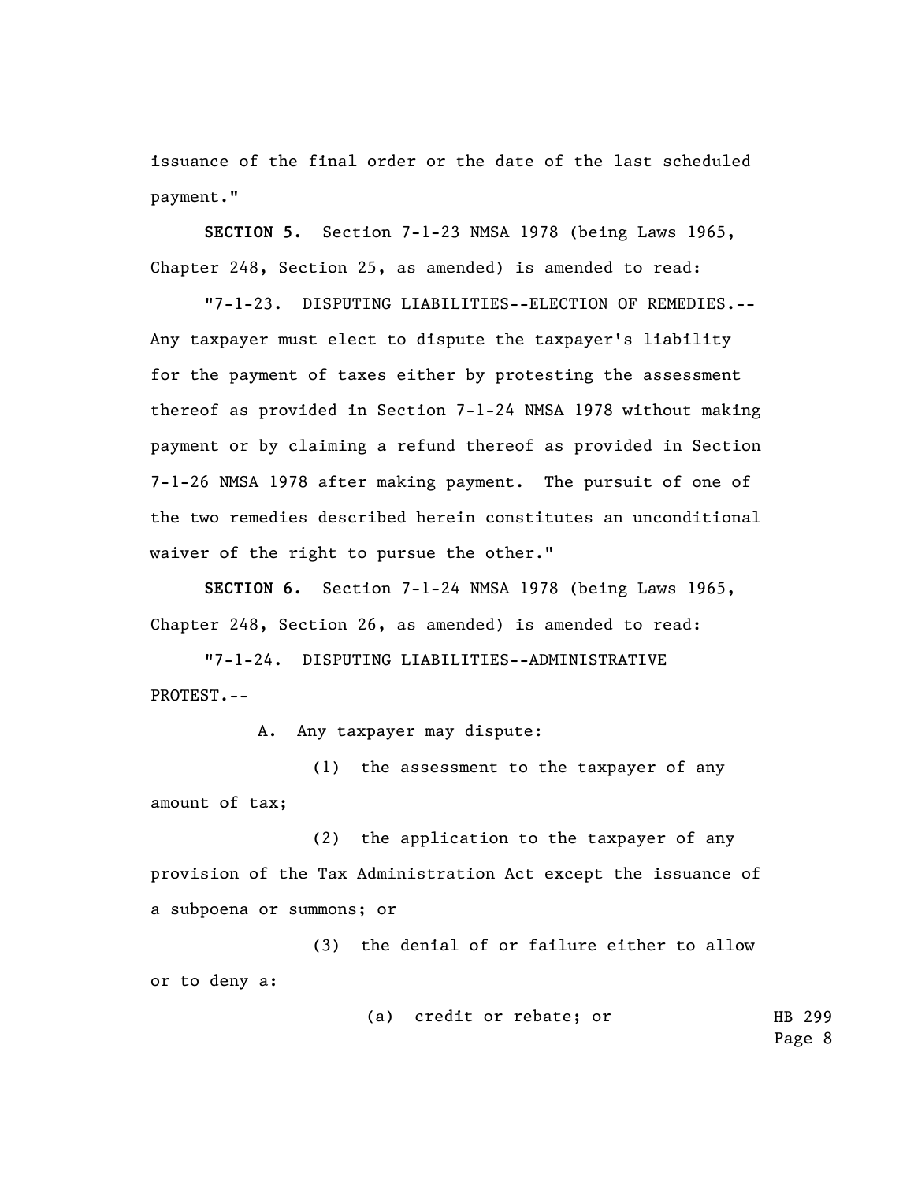issuance of the final order or the date of the last scheduled payment."

**SECTION 5.** Section 7-1-23 NMSA 1978 (being Laws 1965, Chapter 248, Section 25, as amended) is amended to read:

"7-1-23. DISPUTING LIABILITIES--ELECTION OF REMEDIES.--Any taxpayer must elect to dispute the taxpayer's liability for the payment of taxes either by protesting the assessment thereof as provided in Section 7-1-24 NMSA 1978 without making payment or by claiming a refund thereof as provided in Section 7-1-26 NMSA 1978 after making payment. The pursuit of one of the two remedies described herein constitutes an unconditional waiver of the right to pursue the other."

**SECTION 6.** Section 7-1-24 NMSA 1978 (being Laws 1965, Chapter 248, Section 26, as amended) is amended to read:

"7-1-24. DISPUTING LIABILITIES--ADMINISTRATIVE PROTEST.--

A. Any taxpayer may dispute:

(1) the assessment to the taxpayer of any amount of tax;

(2) the application to the taxpayer of any provision of the Tax Administration Act except the issuance of a subpoena or summons; or

(3) the denial of or failure either to allow or to deny a:

(a) credit or rebate; or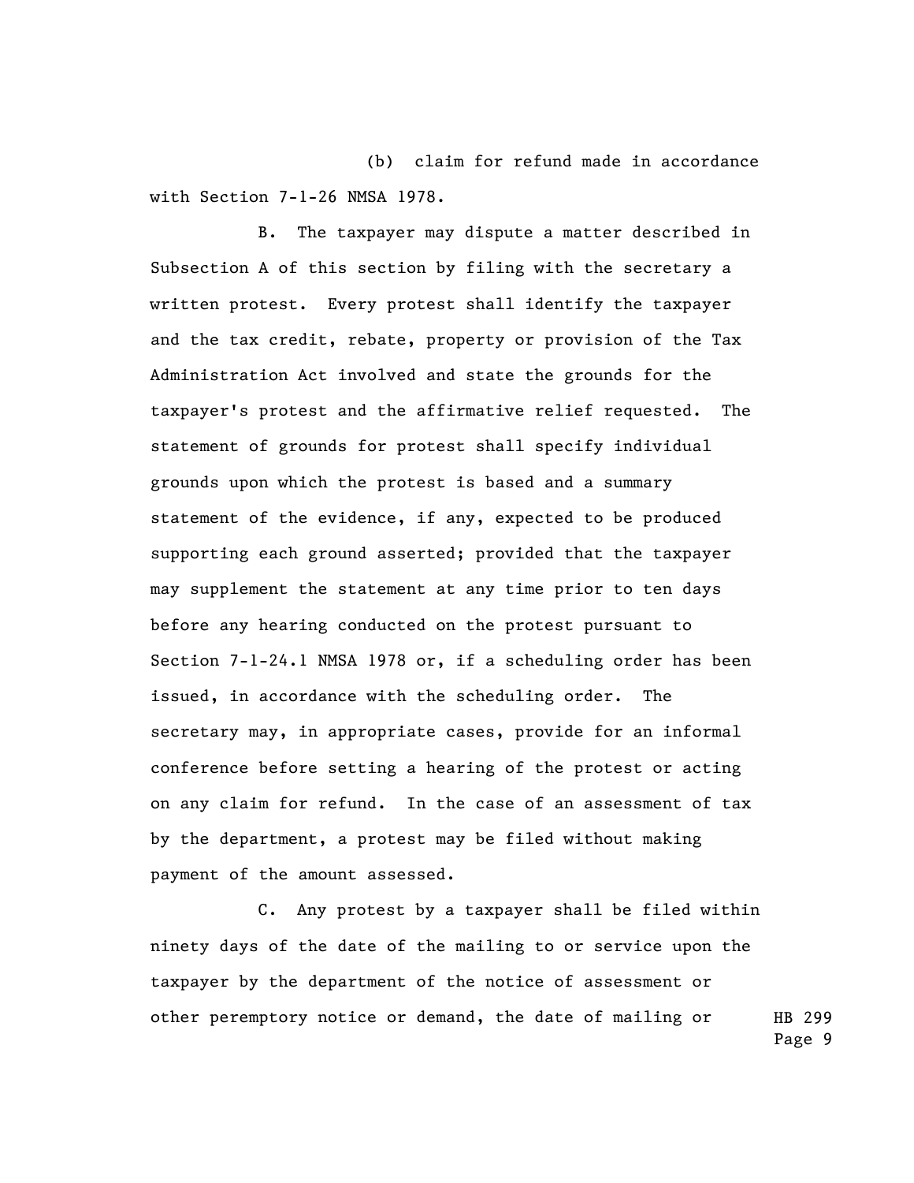(b) claim for refund made in accordance with Section 7-1-26 NMSA 1978.

B. The taxpayer may dispute a matter described in Subsection A of this section by filing with the secretary a written protest. Every protest shall identify the taxpayer and the tax credit, rebate, property or provision of the Tax Administration Act involved and state the grounds for the taxpayer's protest and the affirmative relief requested. The statement of grounds for protest shall specify individual grounds upon which the protest is based and a summary statement of the evidence, if any, expected to be produced supporting each ground asserted; provided that the taxpayer may supplement the statement at any time prior to ten days before any hearing conducted on the protest pursuant to Section 7-1-24.1 NMSA 1978 or, if a scheduling order has been issued, in accordance with the scheduling order. The secretary may, in appropriate cases, provide for an informal conference before setting a hearing of the protest or acting on any claim for refund. In the case of an assessment of tax by the department, a protest may be filed without making payment of the amount assessed.

C. Any protest by a taxpayer shall be filed within ninety days of the date of the mailing to or service upon the taxpayer by the department of the notice of assessment or other peremptory notice or demand, the date of mailing or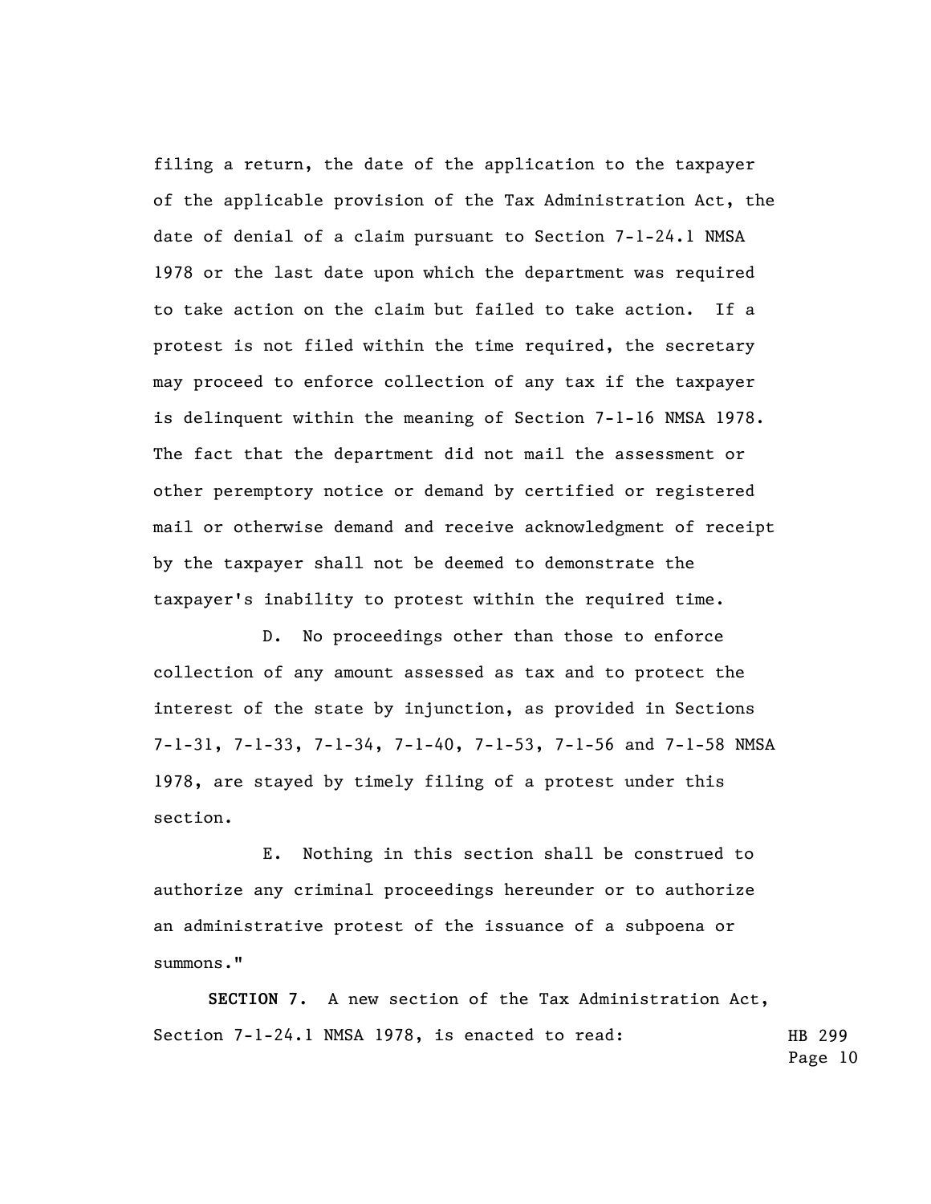filing a return, the date of the application to the taxpayer of the applicable provision of the Tax Administration Act, the date of denial of a claim pursuant to Section 7-1-24.1 NMSA 1978 or the last date upon which the department was required to take action on the claim but failed to take action. If a protest is not filed within the time required, the secretary may proceed to enforce collection of any tax if the taxpayer is delinquent within the meaning of Section 7-1-16 NMSA 1978. The fact that the department did not mail the assessment or other peremptory notice or demand by certified or registered mail or otherwise demand and receive acknowledgment of receipt by the taxpayer shall not be deemed to demonstrate the taxpayer's inability to protest within the required time.

D. No proceedings other than those to enforce collection of any amount assessed as tax and to protect the interest of the state by injunction, as provided in Sections 7-1-31, 7-1-33, 7-1-34, 7-1-40, 7-1-53, 7-1-56 and 7-1-58 NMSA 1978, are stayed by timely filing of a protest under this section.

E. Nothing in this section shall be construed to authorize any criminal proceedings hereunder or to authorize an administrative protest of the issuance of a subpoena or summons."

**SECTION 7.** A new section of the Tax Administration Act, Section 7-1-24.1 NMSA 1978, is enacted to read: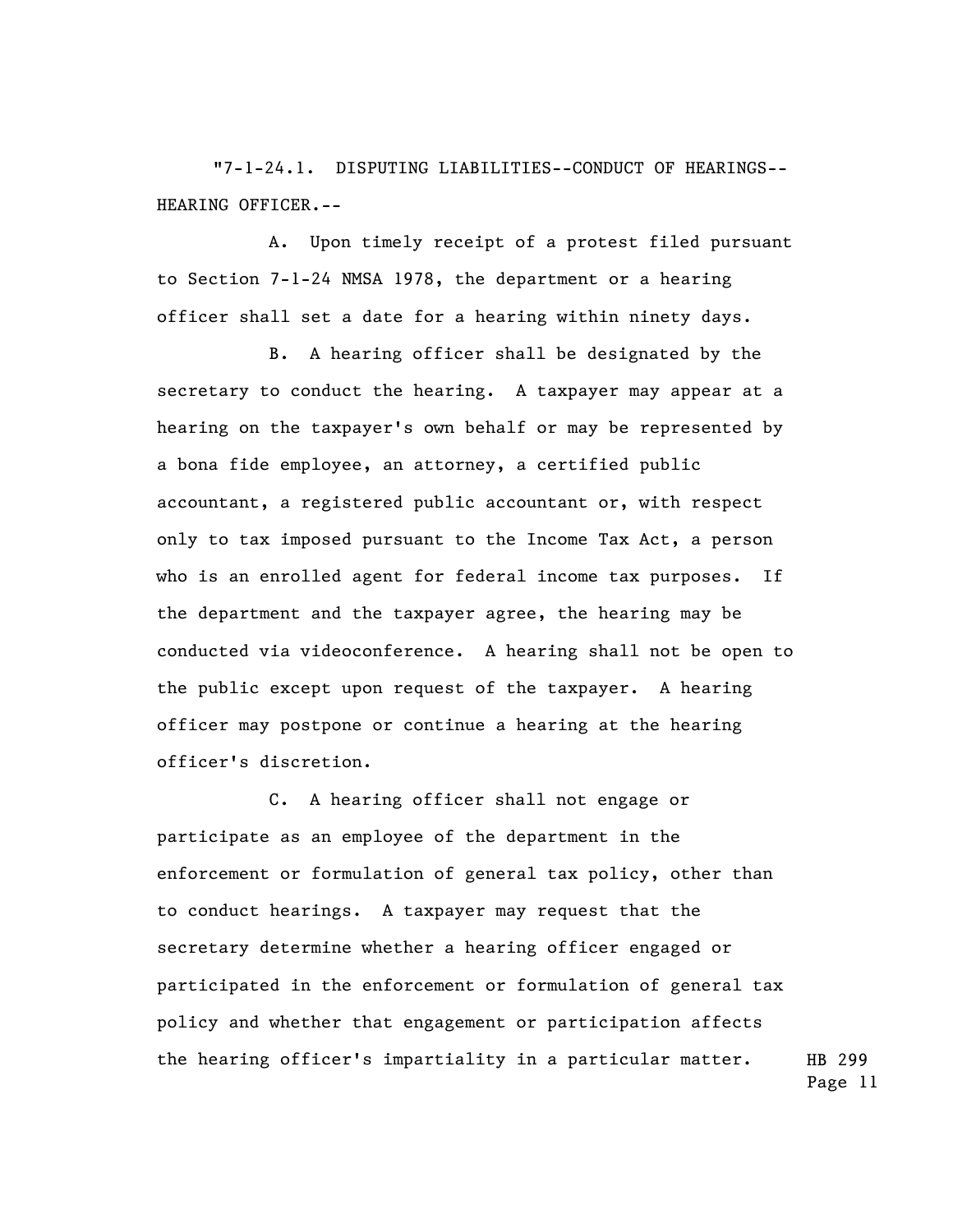"7-1-24.1. DISPUTING LIABILITIES--CONDUCT OF HEARINGS--HEARING OFFICER.--

A. Upon timely receipt of a protest filed pursuant to Section 7-1-24 NMSA 1978, the department or a hearing officer shall set a date for a hearing within ninety days.

B. A hearing officer shall be designated by the secretary to conduct the hearing. A taxpayer may appear at a hearing on the taxpayer's own behalf or may be represented by a bona fide employee, an attorney, a certified public accountant, a registered public accountant or, with respect only to tax imposed pursuant to the Income Tax Act, a person who is an enrolled agent for federal income tax purposes. If the department and the taxpayer agree, the hearing may be conducted via videoconference. A hearing shall not be open to the public except upon request of the taxpayer. A hearing officer may postpone or continue a hearing at the hearing officer's discretion.

C. A hearing officer shall not engage or participate as an employee of the department in the enforcement or formulation of general tax policy, other than to conduct hearings. A taxpayer may request that the secretary determine whether a hearing officer engaged or participated in the enforcement or formulation of general tax policy and whether that engagement or participation affects the hearing officer's impartiality in a particular matter.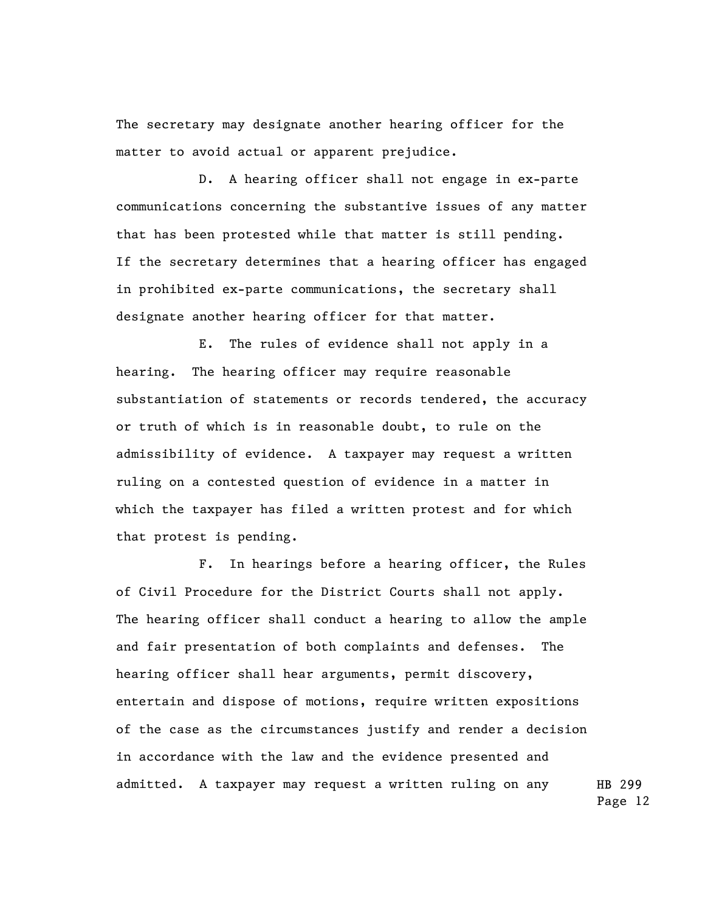The secretary may designate another hearing officer for the matter to avoid actual or apparent prejudice.

D. A hearing officer shall not engage in ex-parte communications concerning the substantive issues of any matter that has been protested while that matter is still pending. If the secretary determines that a hearing officer has engaged in prohibited ex-parte communications, the secretary shall designate another hearing officer for that matter.

E. The rules of evidence shall not apply in a hearing. The hearing officer may require reasonable substantiation of statements or records tendered, the accuracy or truth of which is in reasonable doubt, to rule on the admissibility of evidence. A taxpayer may request a written ruling on a contested question of evidence in a matter in which the taxpayer has filed a written protest and for which that protest is pending.

F. In hearings before a hearing officer, the Rules of Civil Procedure for the District Courts shall not apply. The hearing officer shall conduct a hearing to allow the ample and fair presentation of both complaints and defenses. The hearing officer shall hear arguments, permit discovery, entertain and dispose of motions, require written expositions of the case as the circumstances justify and render a decision in accordance with the law and the evidence presented and admitted. A taxpayer may request a written ruling on any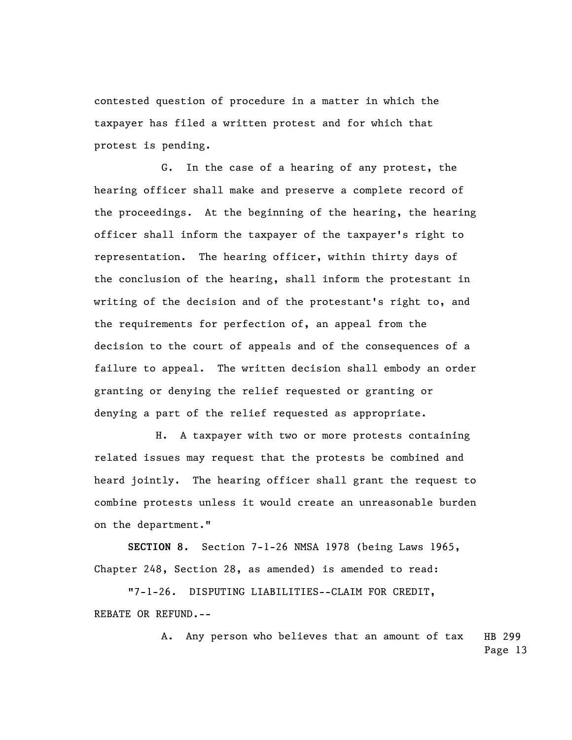contested question of procedure in a matter in which the taxpayer has filed a written protest and for which that protest is pending.

G. In the case of a hearing of any protest, the hearing officer shall make and preserve a complete record of the proceedings. At the beginning of the hearing, the hearing officer shall inform the taxpayer of the taxpayer's right to representation. The hearing officer, within thirty days of the conclusion of the hearing, shall inform the protestant in writing of the decision and of the protestant's right to, and the requirements for perfection of, an appeal from the decision to the court of appeals and of the consequences of a failure to appeal. The written decision shall embody an order granting or denying the relief requested or granting or denying a part of the relief requested as appropriate.

H. A taxpayer with two or more protests containing related issues may request that the protests be combined and heard jointly. The hearing officer shall grant the request to combine protests unless it would create an unreasonable burden on the department."

**SECTION 8.** Section 7-1-26 NMSA 1978 (being Laws 1965, Chapter 248, Section 28, as amended) is amended to read:

"7-1-26. DISPUTING LIABILITIES--CLAIM FOR CREDIT, REBATE OR REFUND.--

A. Any person who believes that an amount of tax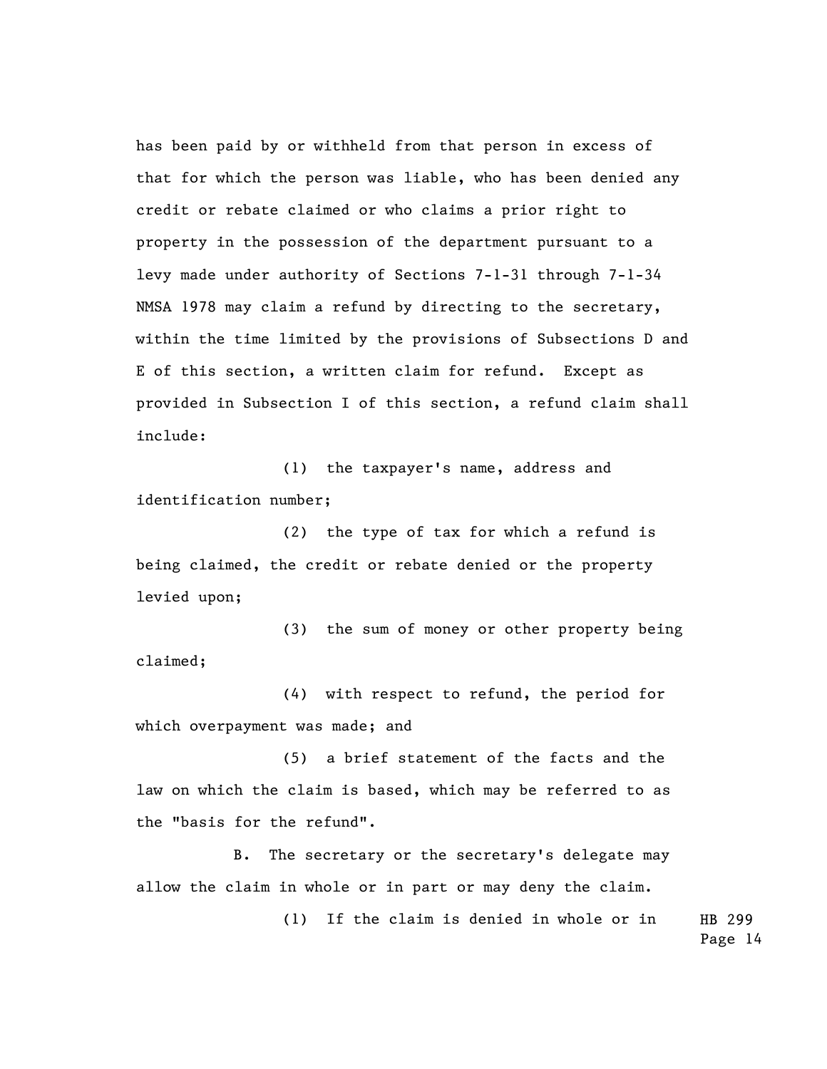has been paid by or withheld from that person in excess of that for which the person was liable, who has been denied any credit or rebate claimed or who claims a prior right to property in the possession of the department pursuant to a levy made under authority of Sections 7-1-31 through 7-1-34 NMSA 1978 may claim a refund by directing to the secretary, within the time limited by the provisions of Subsections D and E of this section, a written claim for refund. Except as provided in Subsection I of this section, a refund claim shall include:

(1) the taxpayer's name, address and identification number;

(2) the type of tax for which a refund is being claimed, the credit or rebate denied or the property levied upon;

(3) the sum of money or other property being claimed;

(4) with respect to refund, the period for which overpayment was made; and

(5) a brief statement of the facts and the law on which the claim is based, which may be referred to as the "basis for the refund".

B. The secretary or the secretary's delegate may allow the claim in whole or in part or may deny the claim.

(1) If the claim is denied in whole or in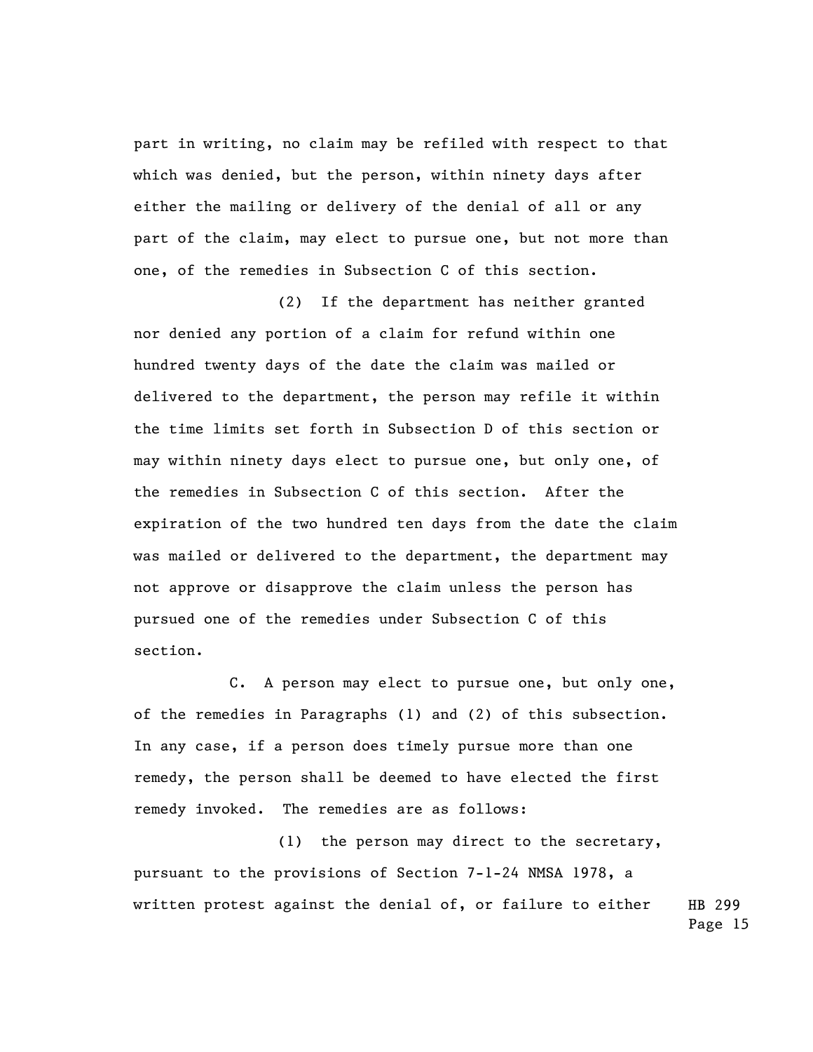part in writing, no claim may be refiled with respect to that which was denied, but the person, within ninety days after either the mailing or delivery of the denial of all or any part of the claim, may elect to pursue one, but not more than one, of the remedies in Subsection C of this section.

(2) If the department has neither granted nor denied any portion of a claim for refund within one hundred twenty days of the date the claim was mailed or delivered to the department, the person may refile it within the time limits set forth in Subsection D of this section or may within ninety days elect to pursue one, but only one, of the remedies in Subsection C of this section. After the expiration of the two hundred ten days from the date the claim was mailed or delivered to the department, the department may not approve or disapprove the claim unless the person has pursued one of the remedies under Subsection C of this section.

C. A person may elect to pursue one, but only one, of the remedies in Paragraphs (1) and (2) of this subsection. In any case, if a person does timely pursue more than one remedy, the person shall be deemed to have elected the first remedy invoked. The remedies are as follows:

(1) the person may direct to the secretary, pursuant to the provisions of Section 7-1-24 NMSA 1978, a written protest against the denial of, or failure to either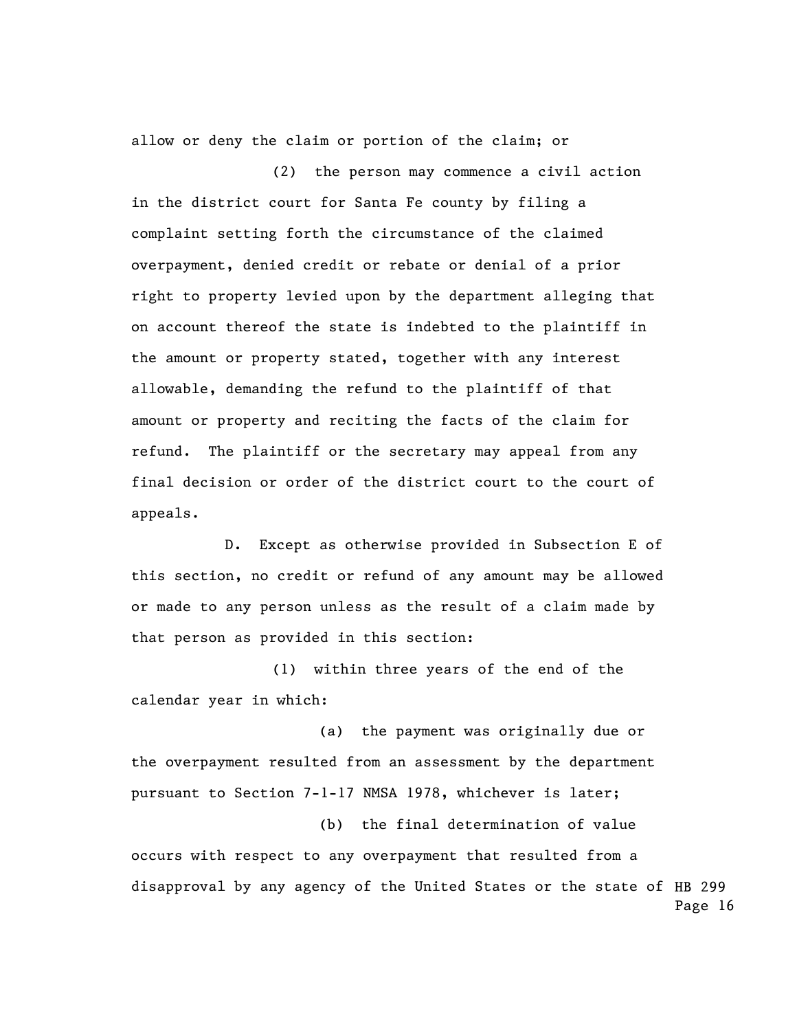allow or deny the claim or portion of the claim; or

(2) the person may commence a civil action in the district court for Santa Fe county by filing a complaint setting forth the circumstance of the claimed overpayment, denied credit or rebate or denial of a prior right to property levied upon by the department alleging that on account thereof the state is indebted to the plaintiff in the amount or property stated, together with any interest allowable, demanding the refund to the plaintiff of that amount or property and reciting the facts of the claim for refund. The plaintiff or the secretary may appeal from any final decision or order of the district court to the court of appeals.

D. Except as otherwise provided in Subsection E of this section, no credit or refund of any amount may be allowed or made to any person unless as the result of a claim made by that person as provided in this section:

(1) within three years of the end of the calendar year in which:

(a) the payment was originally due or the overpayment resulted from an assessment by the department pursuant to Section 7-1-17 NMSA 1978, whichever is later;

(b) the final determination of value occurs with respect to any overpayment that resulted from a disapproval by any agency of the United States or the state of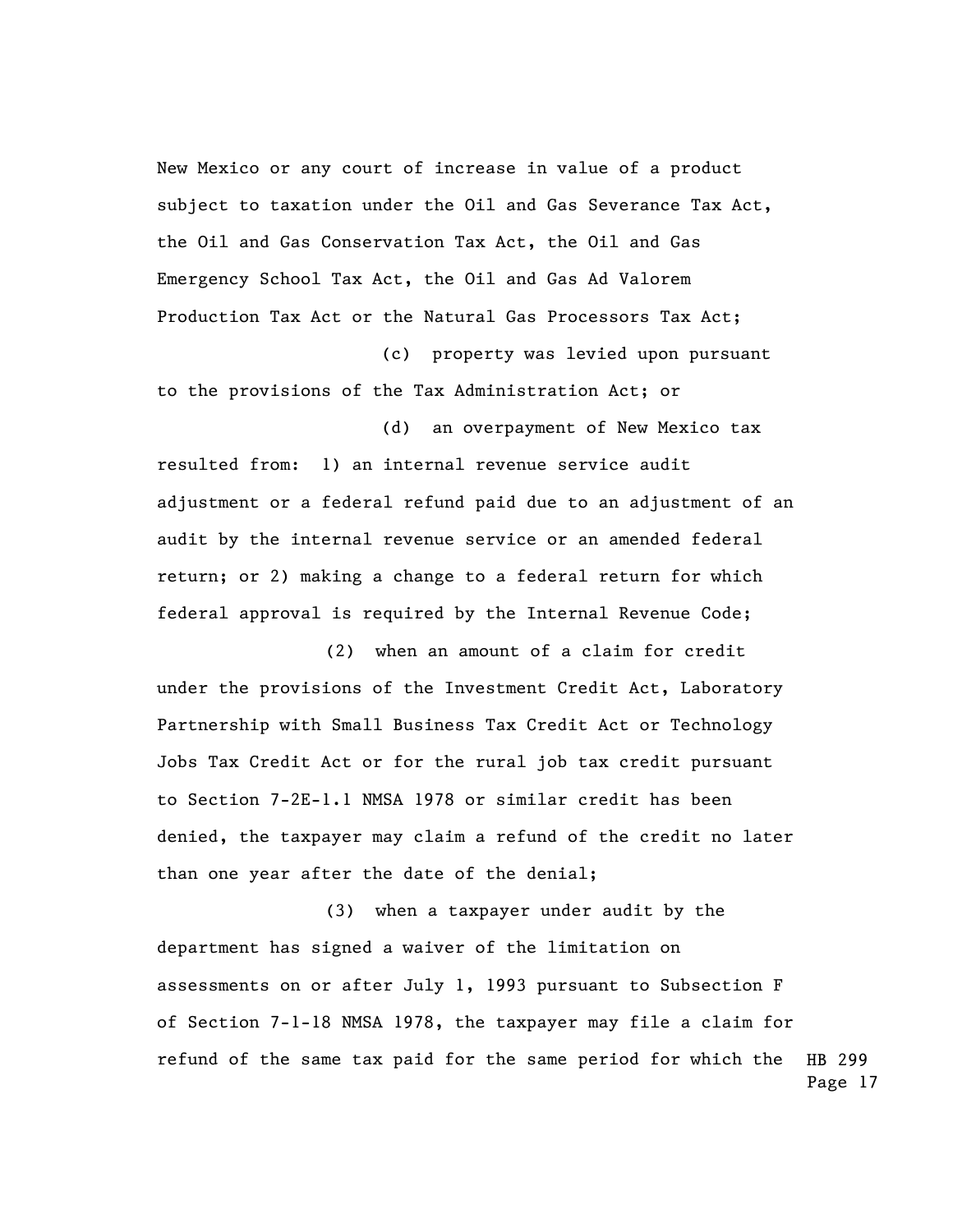New Mexico or any court of increase in value of a product subject to taxation under the Oil and Gas Severance Tax Act, the Oil and Gas Conservation Tax Act, the Oil and Gas Emergency School Tax Act, the Oil and Gas Ad Valorem Production Tax Act or the Natural Gas Processors Tax Act;

(c) property was levied upon pursuant to the provisions of the Tax Administration Act; or

(d) an overpayment of New Mexico tax resulted from: 1) an internal revenue service audit adjustment or a federal refund paid due to an adjustment of an audit by the internal revenue service or an amended federal return; or 2) making a change to a federal return for which federal approval is required by the Internal Revenue Code;

(2) when an amount of a claim for credit under the provisions of the Investment Credit Act, Laboratory Partnership with Small Business Tax Credit Act or Technology Jobs Tax Credit Act or for the rural job tax credit pursuant to Section 7-2E-1.1 NMSA 1978 or similar credit has been denied, the taxpayer may claim a refund of the credit no later than one year after the date of the denial;

(3) when a taxpayer under audit by the department has signed a waiver of the limitation on assessments on or after July 1, 1993 pursuant to Subsection F of Section 7-1-18 NMSA 1978, the taxpayer may file a claim for refund of the same tax paid for the same period for which the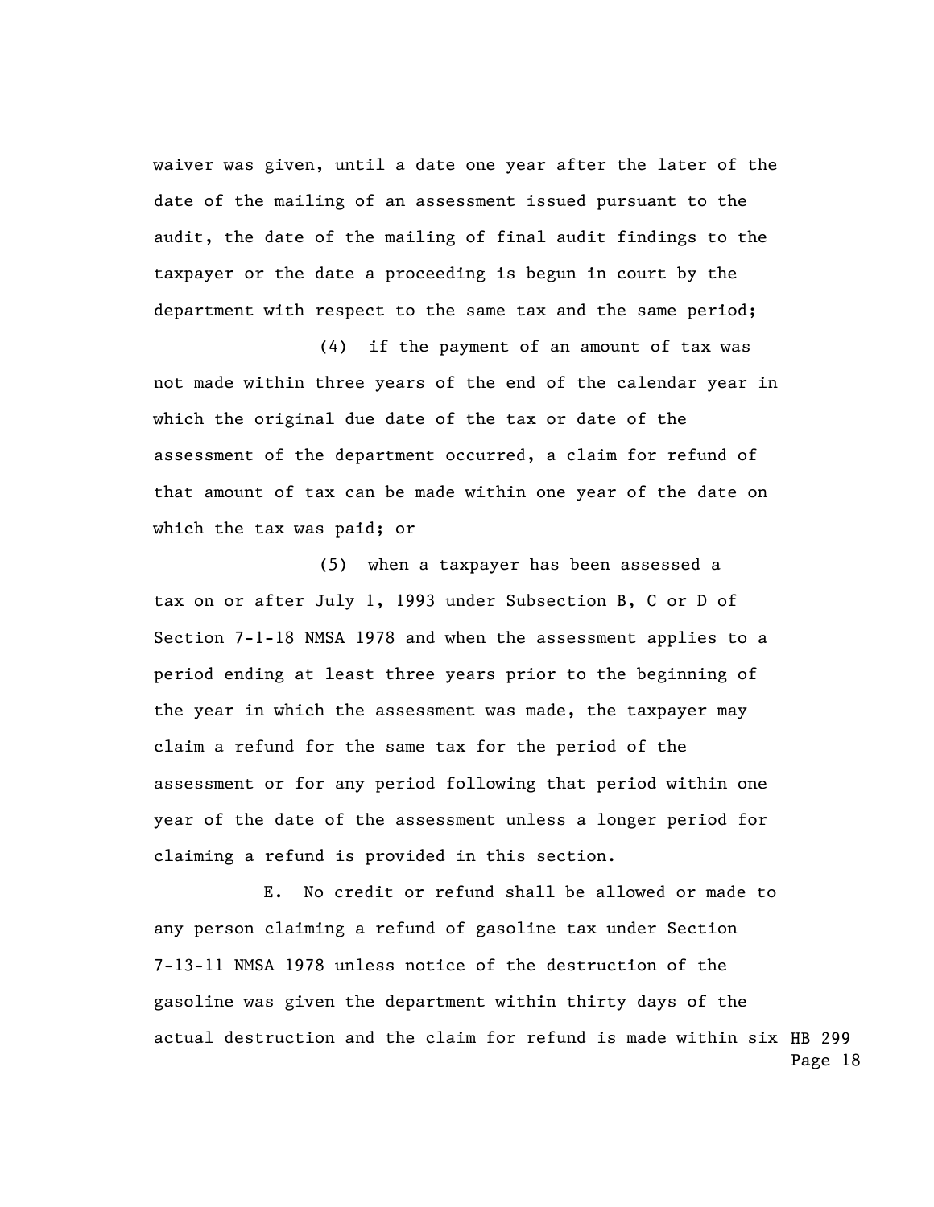waiver was given, until a date one year after the later of the date of the mailing of an assessment issued pursuant to the audit, the date of the mailing of final audit findings to the taxpayer or the date a proceeding is begun in court by the department with respect to the same tax and the same period;

(4) if the payment of an amount of tax was not made within three years of the end of the calendar year in which the original due date of the tax or date of the assessment of the department occurred, a claim for refund of that amount of tax can be made within one year of the date on which the tax was paid; or

(5) when a taxpayer has been assessed a tax on or after July 1, 1993 under Subsection B, C or D of Section 7-1-18 NMSA 1978 and when the assessment applies to a period ending at least three years prior to the beginning of the year in which the assessment was made, the taxpayer may claim a refund for the same tax for the period of the assessment or for any period following that period within one year of the date of the assessment unless a longer period for claiming a refund is provided in this section.

E. No credit or refund shall be allowed or made to any person claiming a refund of gasoline tax under Section 7-13-11 NMSA 1978 unless notice of the destruction of the gasoline was given the department within thirty days of the actual destruction and the claim for refund is made within six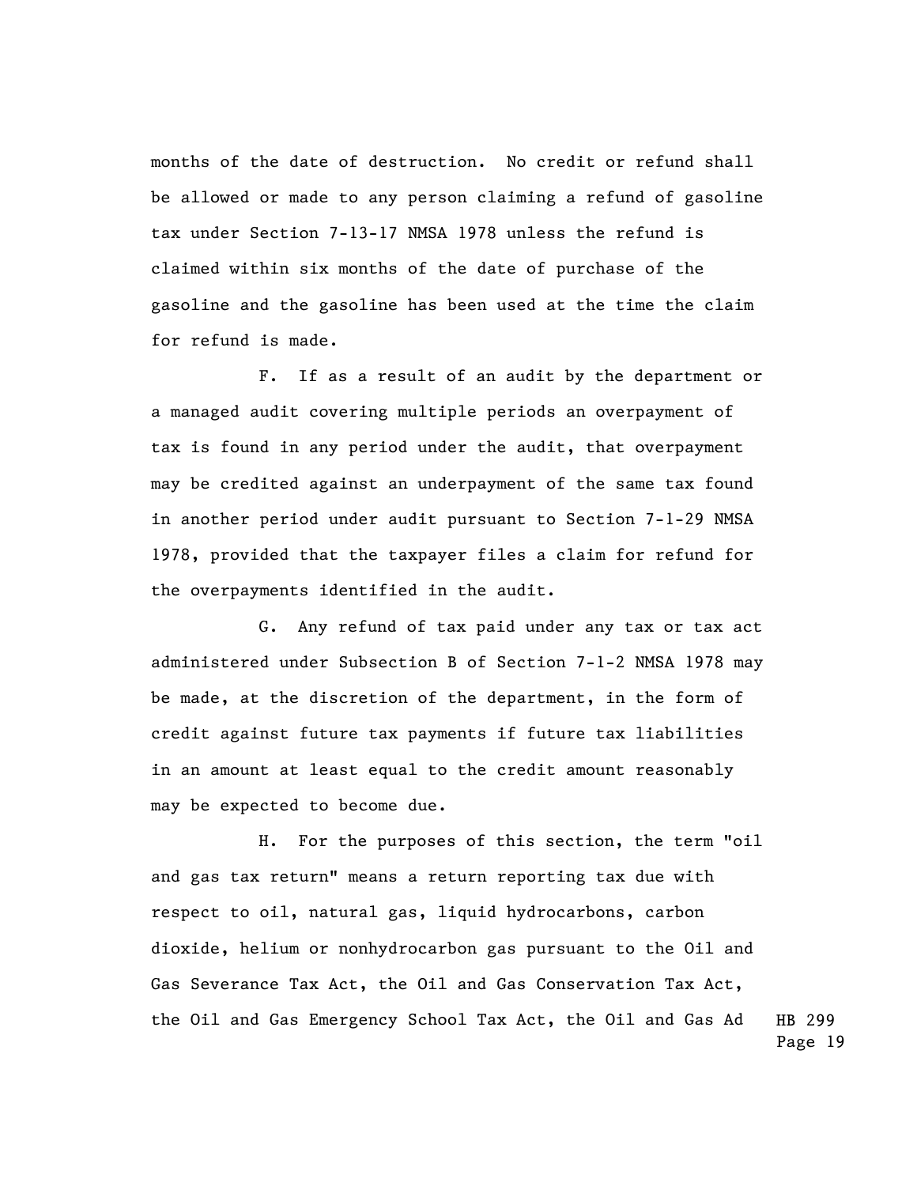months of the date of destruction. No credit or refund shall be allowed or made to any person claiming a refund of gasoline tax under Section 7-13-17 NMSA 1978 unless the refund is claimed within six months of the date of purchase of the gasoline and the gasoline has been used at the time the claim for refund is made.

F. If as a result of an audit by the department or a managed audit covering multiple periods an overpayment of tax is found in any period under the audit, that overpayment may be credited against an underpayment of the same tax found in another period under audit pursuant to Section 7-1-29 NMSA 1978, provided that the taxpayer files a claim for refund for the overpayments identified in the audit.

G. Any refund of tax paid under any tax or tax act administered under Subsection B of Section 7-1-2 NMSA 1978 may be made, at the discretion of the department, in the form of credit against future tax payments if future tax liabilities in an amount at least equal to the credit amount reasonably may be expected to become due.

H. For the purposes of this section, the term "oil and gas tax return" means a return reporting tax due with respect to oil, natural gas, liquid hydrocarbons, carbon dioxide, helium or nonhydrocarbon gas pursuant to the Oil and Gas Severance Tax Act, the Oil and Gas Conservation Tax Act, the Oil and Gas Emergency School Tax Act, the Oil and Gas Ad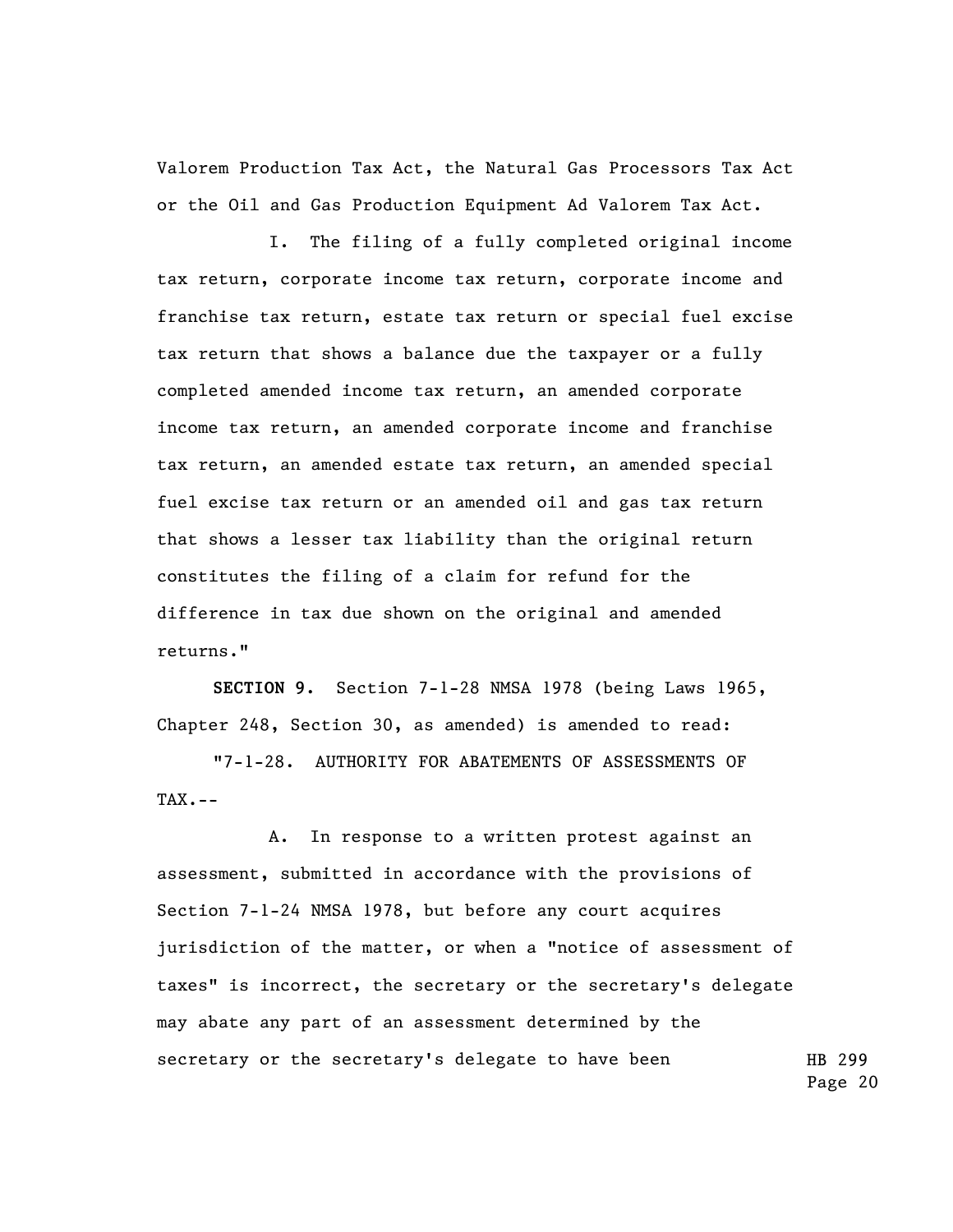Valorem Production Tax Act, the Natural Gas Processors Tax Act or the Oil and Gas Production Equipment Ad Valorem Tax Act.

I. The filing of a fully completed original income tax return, corporate income tax return, corporate income and franchise tax return, estate tax return or special fuel excise tax return that shows a balance due the taxpayer or a fully completed amended income tax return, an amended corporate income tax return, an amended corporate income and franchise tax return, an amended estate tax return, an amended special fuel excise tax return or an amended oil and gas tax return that shows a lesser tax liability than the original return constitutes the filing of a claim for refund for the difference in tax due shown on the original and amended returns."

**SECTION 9.** Section 7-1-28 NMSA 1978 (being Laws 1965, Chapter 248, Section 30, as amended) is amended to read:

"7-1-28. AUTHORITY FOR ABATEMENTS OF ASSESSMENTS OF TAX.--

A. In response to a written protest against an assessment, submitted in accordance with the provisions of Section 7-1-24 NMSA 1978, but before any court acquires jurisdiction of the matter, or when a "notice of assessment of taxes" is incorrect, the secretary or the secretary's delegate may abate any part of an assessment determined by the secretary or the secretary's delegate to have been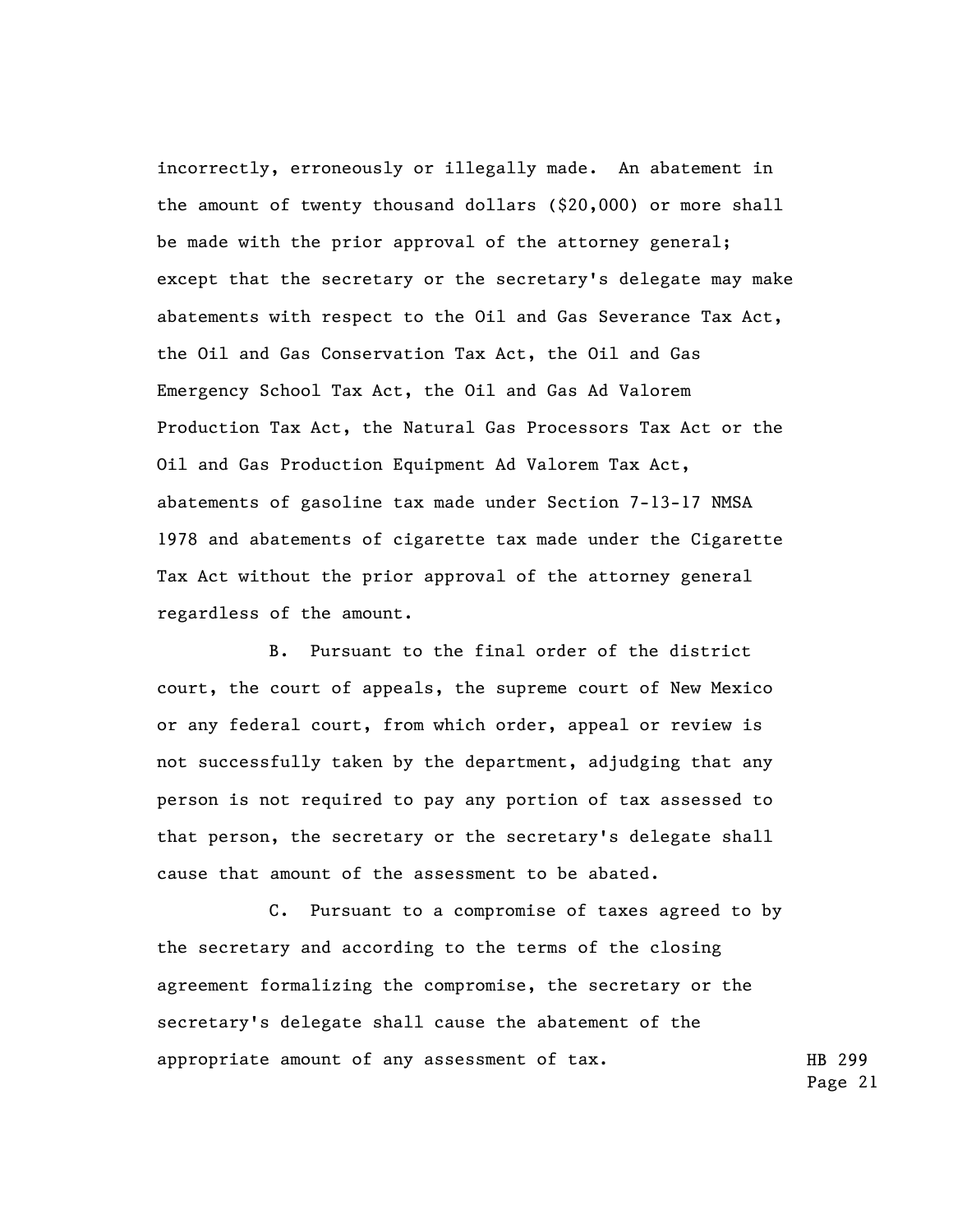incorrectly, erroneously or illegally made. An abatement in the amount of twenty thousand dollars ($20,000) or more shall be made with the prior approval of the attorney general; except that the secretary or the secretary's delegate may make abatements with respect to the Oil and Gas Severance Tax Act, the Oil and Gas Conservation Tax Act, the Oil and Gas Emergency School Tax Act, the Oil and Gas Ad Valorem Production Tax Act, the Natural Gas Processors Tax Act or the Oil and Gas Production Equipment Ad Valorem Tax Act, abatements of gasoline tax made under Section 7-13-17 NMSA 1978 and abatements of cigarette tax made under the Cigarette Tax Act without the prior approval of the attorney general regardless of the amount.

B. Pursuant to the final order of the district court, the court of appeals, the supreme court of New Mexico or any federal court, from which order, appeal or review is not successfully taken by the department, adjudging that any person is not required to pay any portion of tax assessed to that person, the secretary or the secretary's delegate shall cause that amount of the assessment to be abated.

C. Pursuant to a compromise of taxes agreed to by the secretary and according to the terms of the closing agreement formalizing the compromise, the secretary or the secretary's delegate shall cause the abatement of the appropriate amount of any assessment of tax.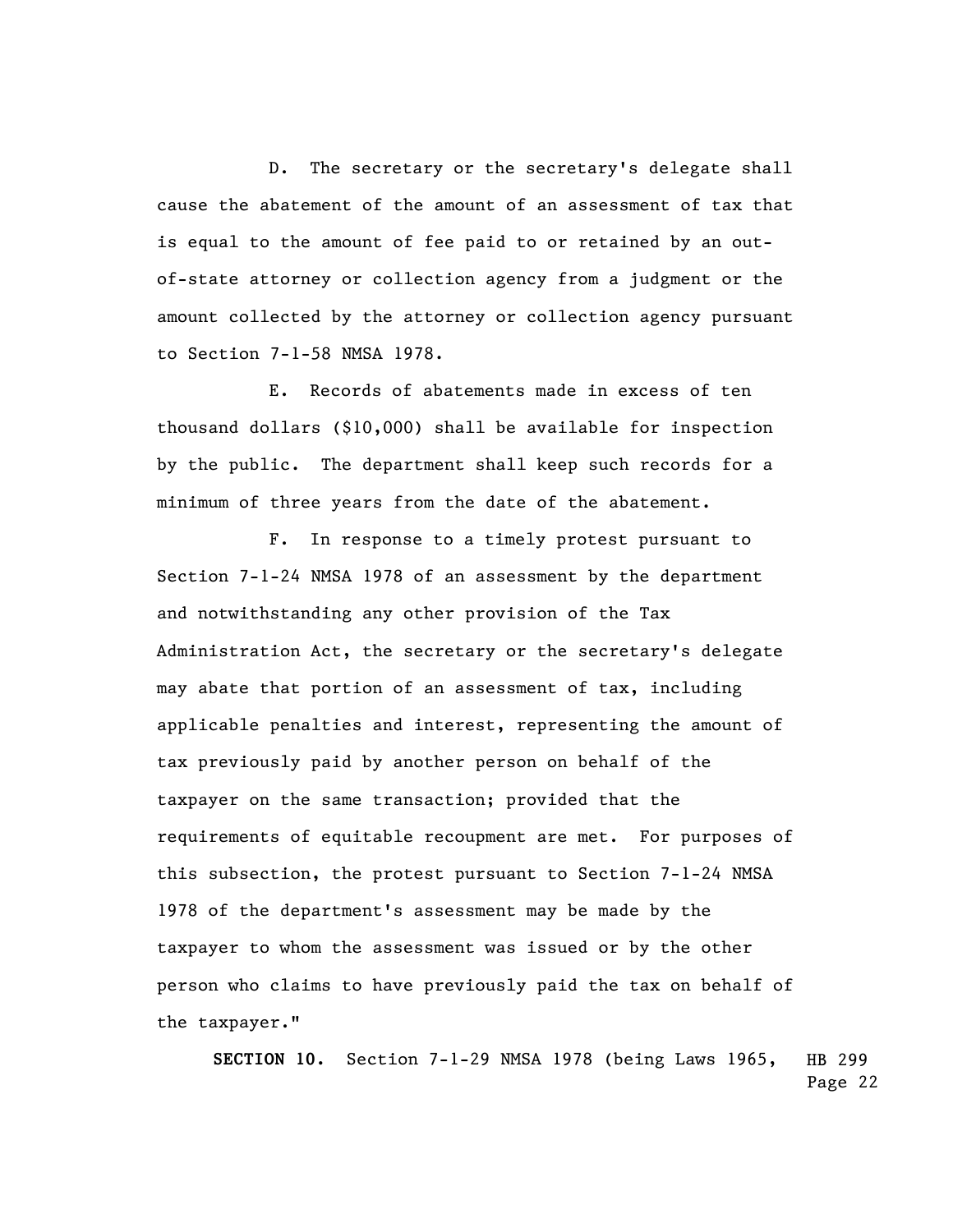D. The secretary or the secretary's delegate shall cause the abatement of the amount of an assessment of tax that is equal to the amount of fee paid to or retained by an out-of-state attorney or collection agency from a judgment or the amount collected by the attorney or collection agency pursuant to Section 7-1-58 NMSA 1978.

E. Records of abatements made in excess of ten thousand dollars ($10,000) shall be available for inspection by the public. The department shall keep such records for a minimum of three years from the date of the abatement.

F. In response to a timely protest pursuant to Section 7-1-24 NMSA 1978 of an assessment by the department and notwithstanding any other provision of the Tax Administration Act, the secretary or the secretary's delegate may abate that portion of an assessment of tax, including applicable penalties and interest, representing the amount of tax previously paid by another person on behalf of the taxpayer on the same transaction; provided that the requirements of equitable recoupment are met. For purposes of this subsection, the protest pursuant to Section 7-1-24 NMSA 1978 of the department's assessment may be made by the taxpayer to whom the assessment was issued or by the other person who claims to have previously paid the tax on behalf of the taxpayer."

**SECTION 10.** Section 7-1-29 NMSA 1978 (being Laws 1965,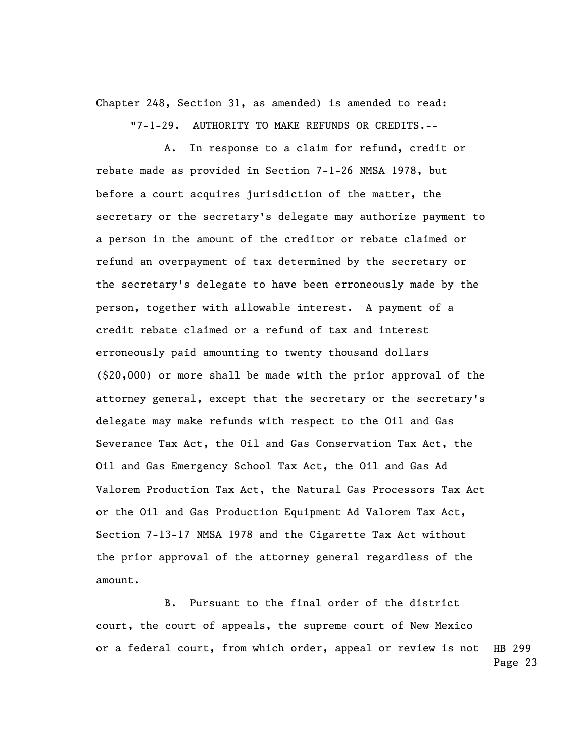Chapter 248, Section 31, as amended) is amended to read:

"7-1-29. AUTHORITY TO MAKE REFUNDS OR CREDITS.--

A. In response to a claim for refund, credit or rebate made as provided in Section 7-1-26 NMSA 1978, but before a court acquires jurisdiction of the matter, the secretary or the secretary's delegate may authorize payment to a person in the amount of the creditor or rebate claimed or refund an overpayment of tax determined by the secretary or the secretary's delegate to have been erroneously made by the person, together with allowable interest. A payment of a credit rebate claimed or a refund of tax and interest erroneously paid amounting to twenty thousand dollars ($20,000) or more shall be made with the prior approval of the attorney general, except that the secretary or the secretary's delegate may make refunds with respect to the Oil and Gas Severance Tax Act, the Oil and Gas Conservation Tax Act, the Oil and Gas Emergency School Tax Act, the Oil and Gas Ad Valorem Production Tax Act, the Natural Gas Processors Tax Act or the Oil and Gas Production Equipment Ad Valorem Tax Act, Section 7-13-17 NMSA 1978 and the Cigarette Tax Act without the prior approval of the attorney general regardless of the amount.

B. Pursuant to the final order of the district court, the court of appeals, the supreme court of New Mexico or a federal court, from which order, appeal or review is not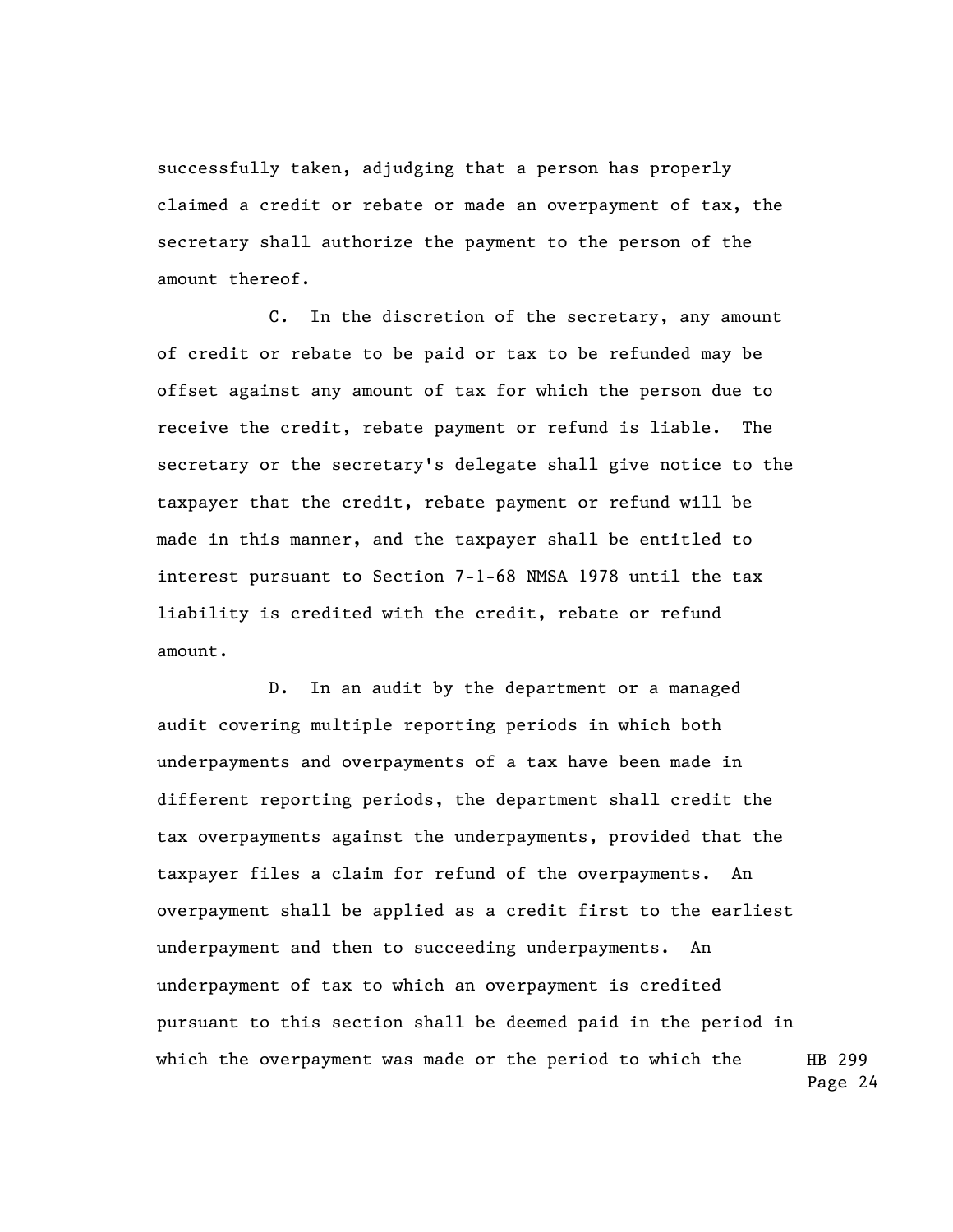successfully taken, adjudging that a person has properly claimed a credit or rebate or made an overpayment of tax, the secretary shall authorize the payment to the person of the amount thereof.

C. In the discretion of the secretary, any amount of credit or rebate to be paid or tax to be refunded may be offset against any amount of tax for which the person due to receive the credit, rebate payment or refund is liable. The secretary or the secretary's delegate shall give notice to the taxpayer that the credit, rebate payment or refund will be made in this manner, and the taxpayer shall be entitled to interest pursuant to Section 7-1-68 NMSA 1978 until the tax liability is credited with the credit, rebate or refund amount.

D. In an audit by the department or a managed audit covering multiple reporting periods in which both underpayments and overpayments of a tax have been made in different reporting periods, the department shall credit the tax overpayments against the underpayments, provided that the taxpayer files a claim for refund of the overpayments. An overpayment shall be applied as a credit first to the earliest underpayment and then to succeeding underpayments. An underpayment of tax to which an overpayment is credited pursuant to this section shall be deemed paid in the period in which the overpayment was made or the period to which the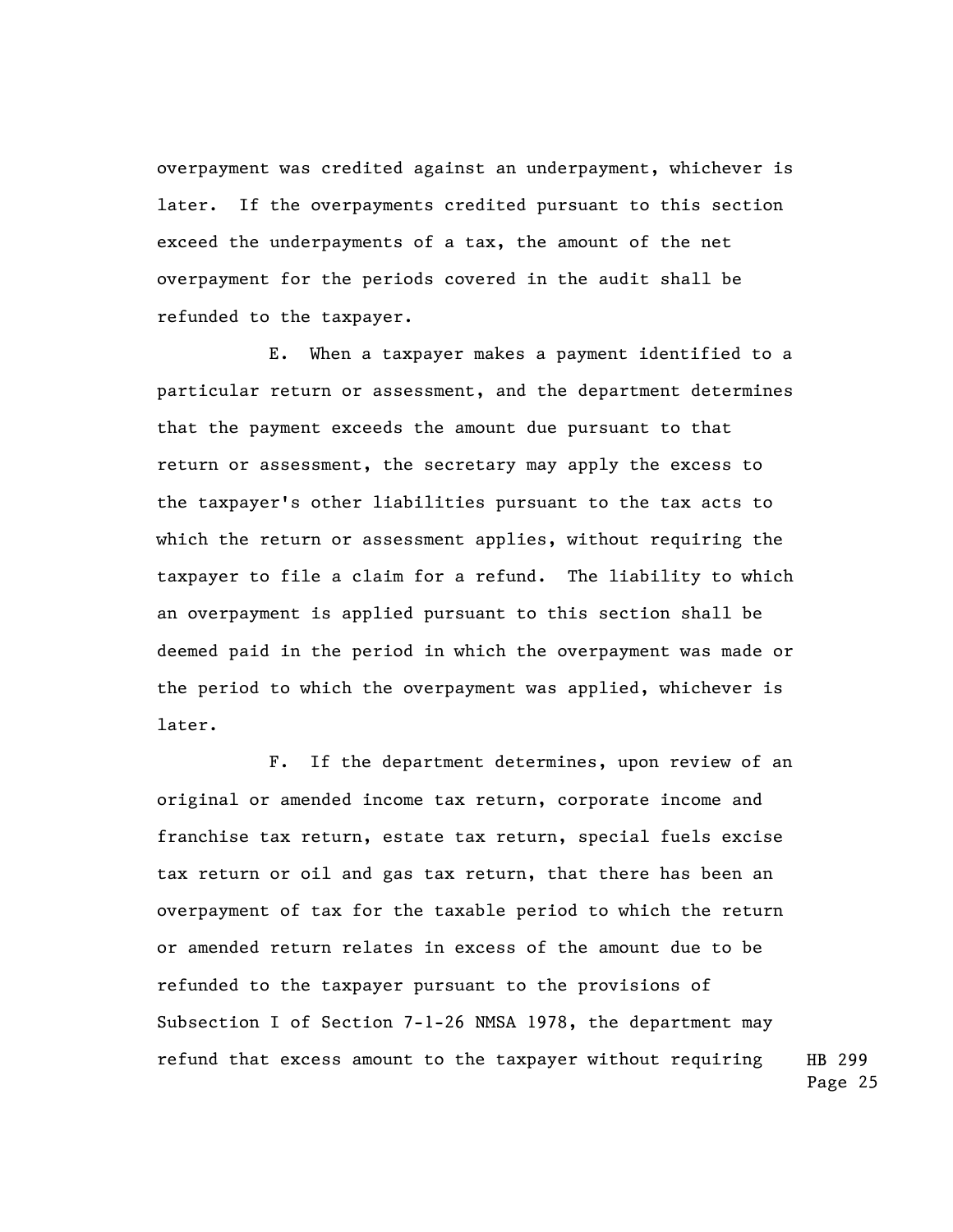overpayment was credited against an underpayment, whichever is later. If the overpayments credited pursuant to this section exceed the underpayments of a tax, the amount of the net overpayment for the periods covered in the audit shall be refunded to the taxpayer.

E. When a taxpayer makes a payment identified to a particular return or assessment, and the department determines that the payment exceeds the amount due pursuant to that return or assessment, the secretary may apply the excess to the taxpayer's other liabilities pursuant to the tax acts to which the return or assessment applies, without requiring the taxpayer to file a claim for a refund. The liability to which an overpayment is applied pursuant to this section shall be deemed paid in the period in which the overpayment was made or the period to which the overpayment was applied, whichever is later.

F. If the department determines, upon review of an original or amended income tax return, corporate income and franchise tax return, estate tax return, special fuels excise tax return or oil and gas tax return, that there has been an overpayment of tax for the taxable period to which the return or amended return relates in excess of the amount due to be refunded to the taxpayer pursuant to the provisions of Subsection I of Section 7-1-26 NMSA 1978, the department may refund that excess amount to the taxpayer without requiring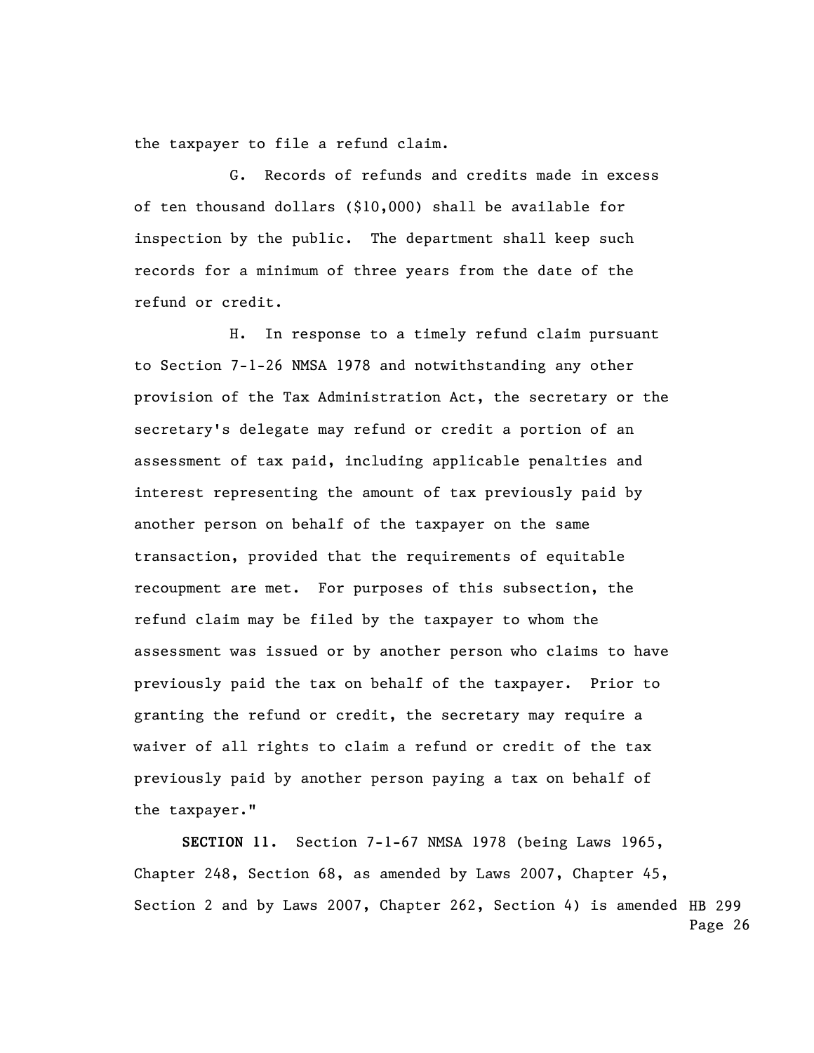the taxpayer to file a refund claim.

G. Records of refunds and credits made in excess of ten thousand dollars ($10,000) shall be available for inspection by the public. The department shall keep such records for a minimum of three years from the date of the refund or credit.

H. In response to a timely refund claim pursuant to Section 7-1-26 NMSA 1978 and notwithstanding any other provision of the Tax Administration Act, the secretary or the secretary's delegate may refund or credit a portion of an assessment of tax paid, including applicable penalties and interest representing the amount of tax previously paid by another person on behalf of the taxpayer on the same transaction, provided that the requirements of equitable recoupment are met. For purposes of this subsection, the refund claim may be filed by the taxpayer to whom the assessment was issued or by another person who claims to have previously paid the tax on behalf of the taxpayer. Prior to granting the refund or credit, the secretary may require a waiver of all rights to claim a refund or credit of the tax previously paid by another person paying a tax on behalf of the taxpayer."

**SECTION 11.** Section 7-1-67 NMSA 1978 (being Laws 1965, Chapter 248, Section 68, as amended by Laws 2007, Chapter 45, Section 2 and by Laws 2007, Chapter 262, Section 4) is amended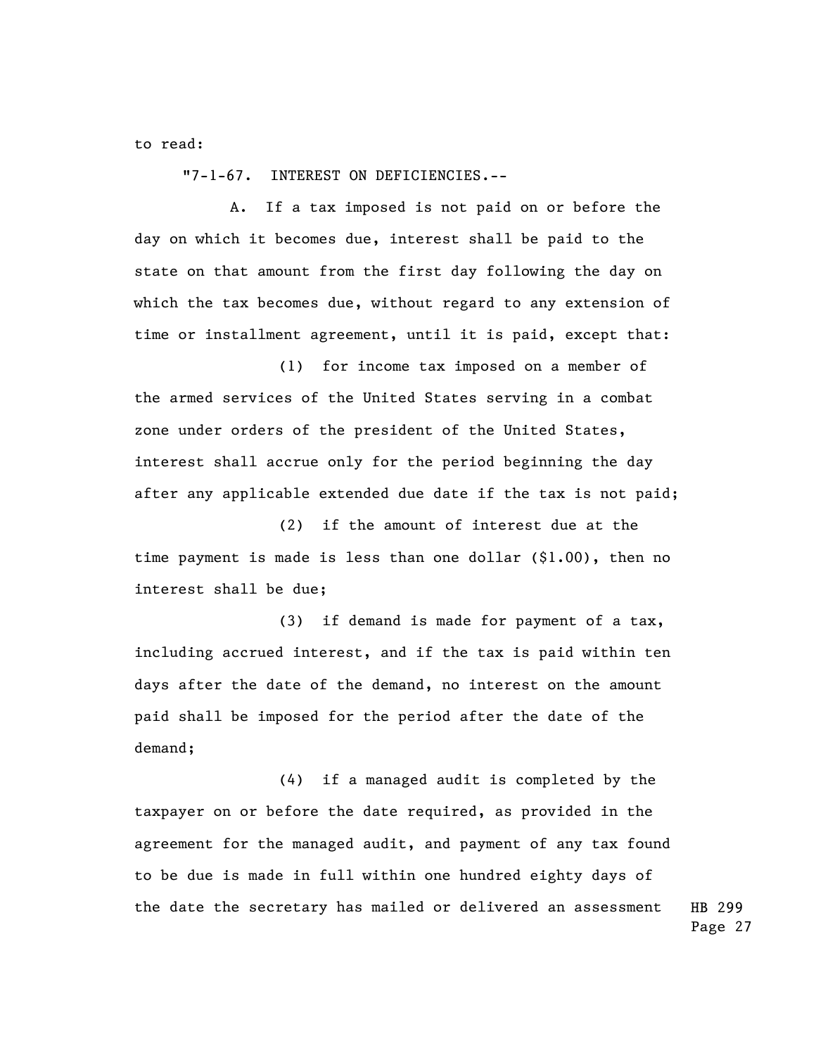to read:

"7-1-67. INTEREST ON DEFICIENCIES.--

A. If a tax imposed is not paid on or before the day on which it becomes due, interest shall be paid to the state on that amount from the first day following the day on which the tax becomes due, without regard to any extension of time or installment agreement, until it is paid, except that:

(1) for income tax imposed on a member of the armed services of the United States serving in a combat zone under orders of the president of the United States, interest shall accrue only for the period beginning the day after any applicable extended due date if the tax is not paid;

(2) if the amount of interest due at the time payment is made is less than one dollar ($1.00), then no interest shall be due;

(3) if demand is made for payment of a tax, including accrued interest, and if the tax is paid within ten days after the date of the demand, no interest on the amount paid shall be imposed for the period after the date of the demand;

(4) if a managed audit is completed by the taxpayer on or before the date required, as provided in the agreement for the managed audit, and payment of any tax found to be due is made in full within one hundred eighty days of the date the secretary has mailed or delivered an assessment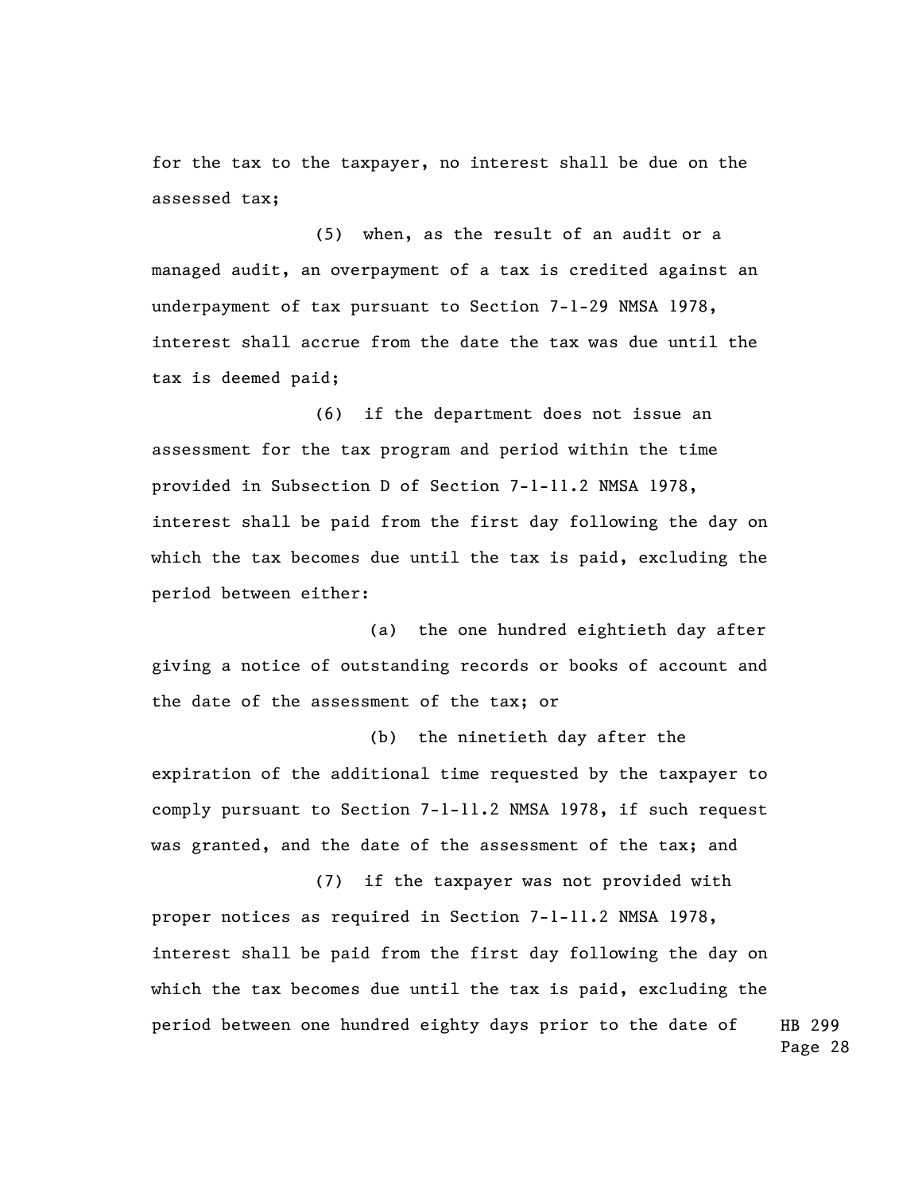for the tax to the taxpayer, no interest shall be due on the assessed tax;

(5) when, as the result of an audit or a managed audit, an overpayment of a tax is credited against an underpayment of tax pursuant to Section 7-1-29 NMSA 1978, interest shall accrue from the date the tax was due until the tax is deemed paid;

(6) if the department does not issue an assessment for the tax program and period within the time provided in Subsection D of Section 7-1-11.2 NMSA 1978, interest shall be paid from the first day following the day on which the tax becomes due until the tax is paid, excluding the period between either:

(a) the one hundred eightieth day after giving a notice of outstanding records or books of account and the date of the assessment of the tax; or

(b) the ninetieth day after the expiration of the additional time requested by the taxpayer to comply pursuant to Section 7-1-11.2 NMSA 1978, if such request was granted, and the date of the assessment of the tax; and

(7) if the taxpayer was not provided with proper notices as required in Section 7-1-11.2 NMSA 1978, interest shall be paid from the first day following the day on which the tax becomes due until the tax is paid, excluding the period between one hundred eighty days prior to the date of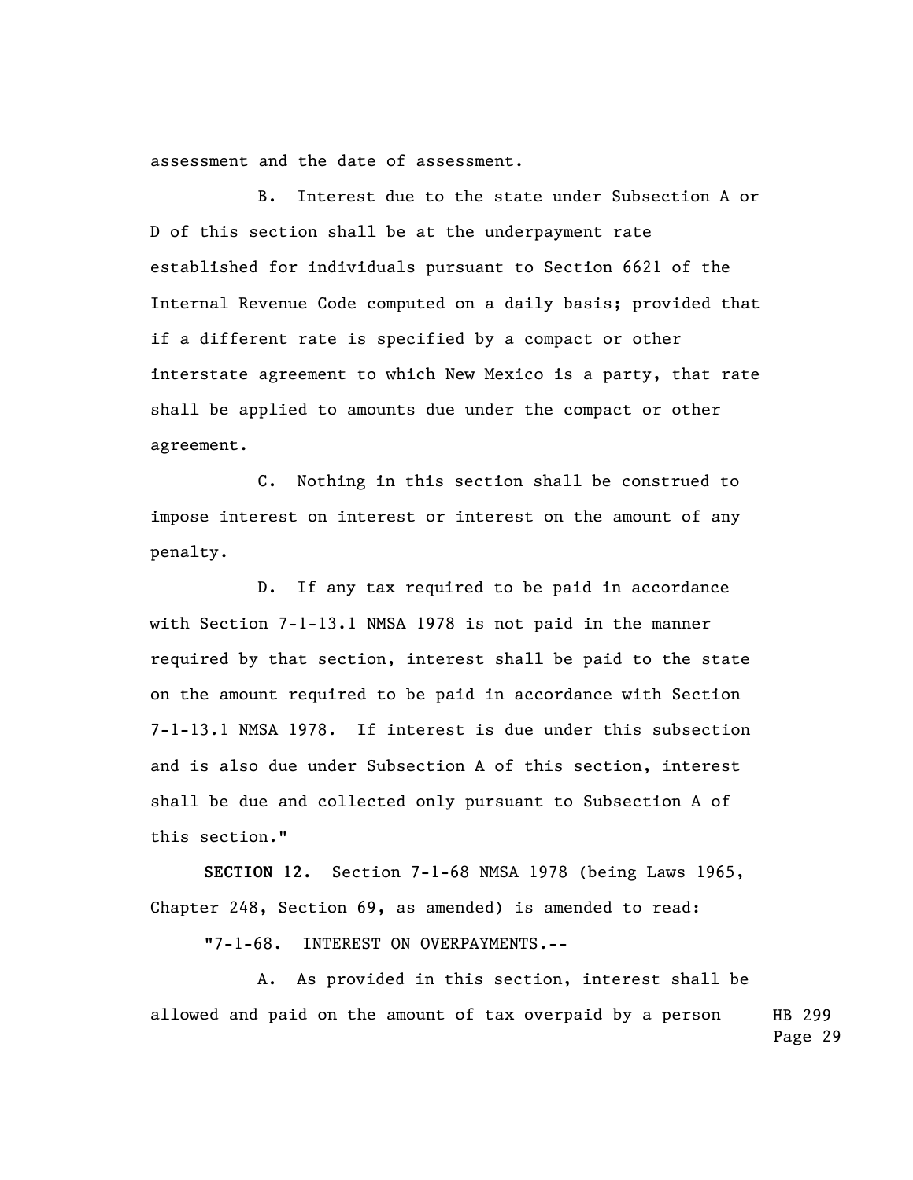assessment and the date of assessment.

B. Interest due to the state under Subsection A or D of this section shall be at the underpayment rate established for individuals pursuant to Section 6621 of the Internal Revenue Code computed on a daily basis; provided that if a different rate is specified by a compact or other interstate agreement to which New Mexico is a party, that rate shall be applied to amounts due under the compact or other agreement.

C. Nothing in this section shall be construed to impose interest on interest or interest on the amount of any penalty.

D. If any tax required to be paid in accordance with Section 7-1-13.1 NMSA 1978 is not paid in the manner required by that section, interest shall be paid to the state on the amount required to be paid in accordance with Section 7-1-13.1 NMSA 1978. If interest is due under this subsection and is also due under Subsection A of this section, interest shall be due and collected only pursuant to Subsection A of this section."

**SECTION 12.** Section 7-1-68 NMSA 1978 (being Laws 1965, Chapter 248, Section 69, as amended) is amended to read:

"7-1-68. INTEREST ON OVERPAYMENTS.--

A. As provided in this section, interest shall be allowed and paid on the amount of tax overpaid by a person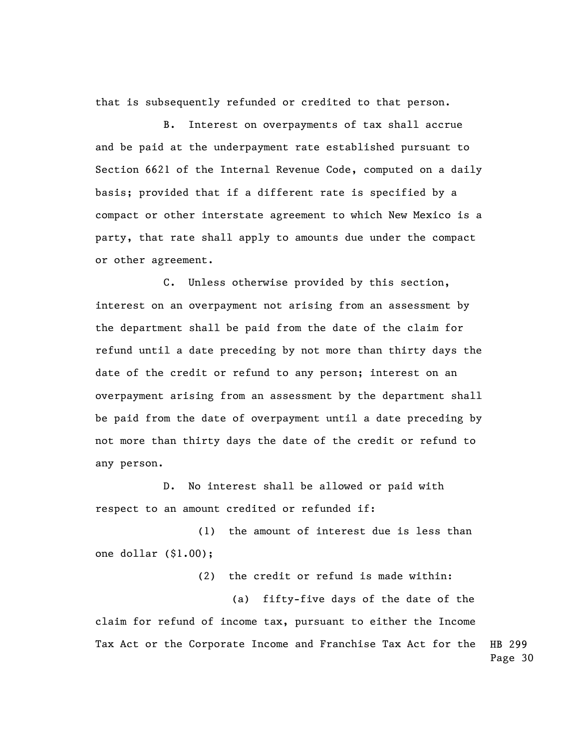that is subsequently refunded or credited to that person.

B. Interest on overpayments of tax shall accrue and be paid at the underpayment rate established pursuant to Section 6621 of the Internal Revenue Code, computed on a daily basis; provided that if a different rate is specified by a compact or other interstate agreement to which New Mexico is a party, that rate shall apply to amounts due under the compact or other agreement.

C. Unless otherwise provided by this section, interest on an overpayment not arising from an assessment by the department shall be paid from the date of the claim for refund until a date preceding by not more than thirty days the date of the credit or refund to any person; interest on an overpayment arising from an assessment by the department shall be paid from the date of overpayment until a date preceding by not more than thirty days the date of the credit or refund to any person.

D. No interest shall be allowed or paid with respect to an amount credited or refunded if:

(1) the amount of interest due is less than one dollar ($1.00);

(2) the credit or refund is made within:

(a) fifty-five days of the date of the claim for refund of income tax, pursuant to either the Income Tax Act or the Corporate Income and Franchise Tax Act for the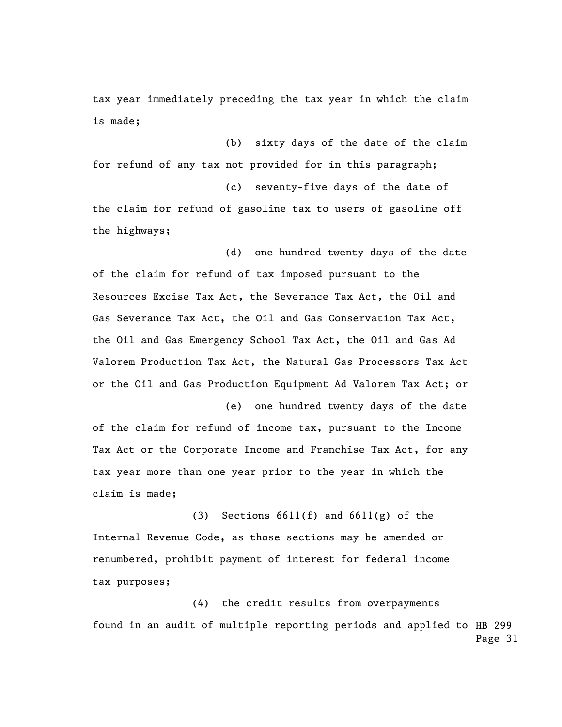tax year immediately preceding the tax year in which the claim is made;

(b) sixty days of the date of the claim for refund of any tax not provided for in this paragraph;

(c) seventy-five days of the date of the claim for refund of gasoline tax to users of gasoline off the highways;

(d) one hundred twenty days of the date of the claim for refund of tax imposed pursuant to the Resources Excise Tax Act, the Severance Tax Act, the Oil and Gas Severance Tax Act, the Oil and Gas Conservation Tax Act, the Oil and Gas Emergency School Tax Act, the Oil and Gas Ad Valorem Production Tax Act, the Natural Gas Processors Tax Act or the Oil and Gas Production Equipment Ad Valorem Tax Act; or

(e) one hundred twenty days of the date of the claim for refund of income tax, pursuant to the Income Tax Act or the Corporate Income and Franchise Tax Act, for any tax year more than one year prior to the year in which the claim is made;

(3) Sections 6611(f) and 6611(g) of the Internal Revenue Code, as those sections may be amended or renumbered, prohibit payment of interest for federal income tax purposes;

(4) the credit results from overpayments found in an audit of multiple reporting periods and applied to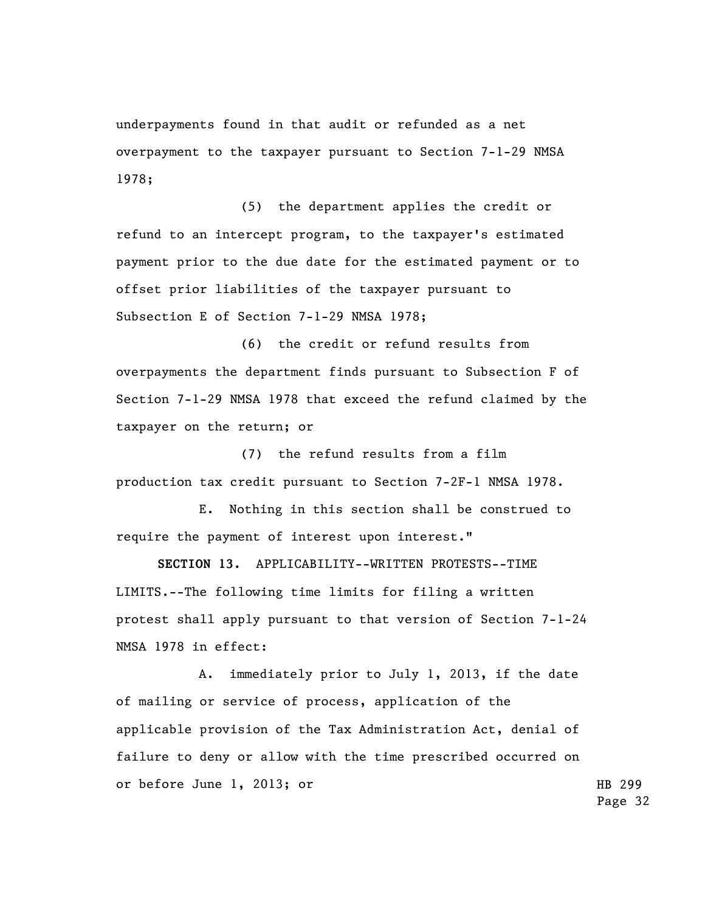underpayments found in that audit or refunded as a net overpayment to the taxpayer pursuant to Section 7-1-29 NMSA 1978;

(5) the department applies the credit or refund to an intercept program, to the taxpayer's estimated payment prior to the due date for the estimated payment or to offset prior liabilities of the taxpayer pursuant to Subsection E of Section 7-1-29 NMSA 1978;

(6) the credit or refund results from overpayments the department finds pursuant to Subsection F of Section 7-1-29 NMSA 1978 that exceed the refund claimed by the taxpayer on the return; or

(7) the refund results from a film production tax credit pursuant to Section 7-2F-1 NMSA 1978.

E. Nothing in this section shall be construed to require the payment of interest upon interest."

**SECTION 13.** APPLICABILITY--WRITTEN PROTESTS--TIME LIMITS.--The following time limits for filing a written protest shall apply pursuant to that version of Section 7-1-24 NMSA 1978 in effect:

A. immediately prior to July 1, 2013, if the date of mailing or service of process, application of the applicable provision of the Tax Administration Act, denial of failure to deny or allow with the time prescribed occurred on or before June 1, 2013; or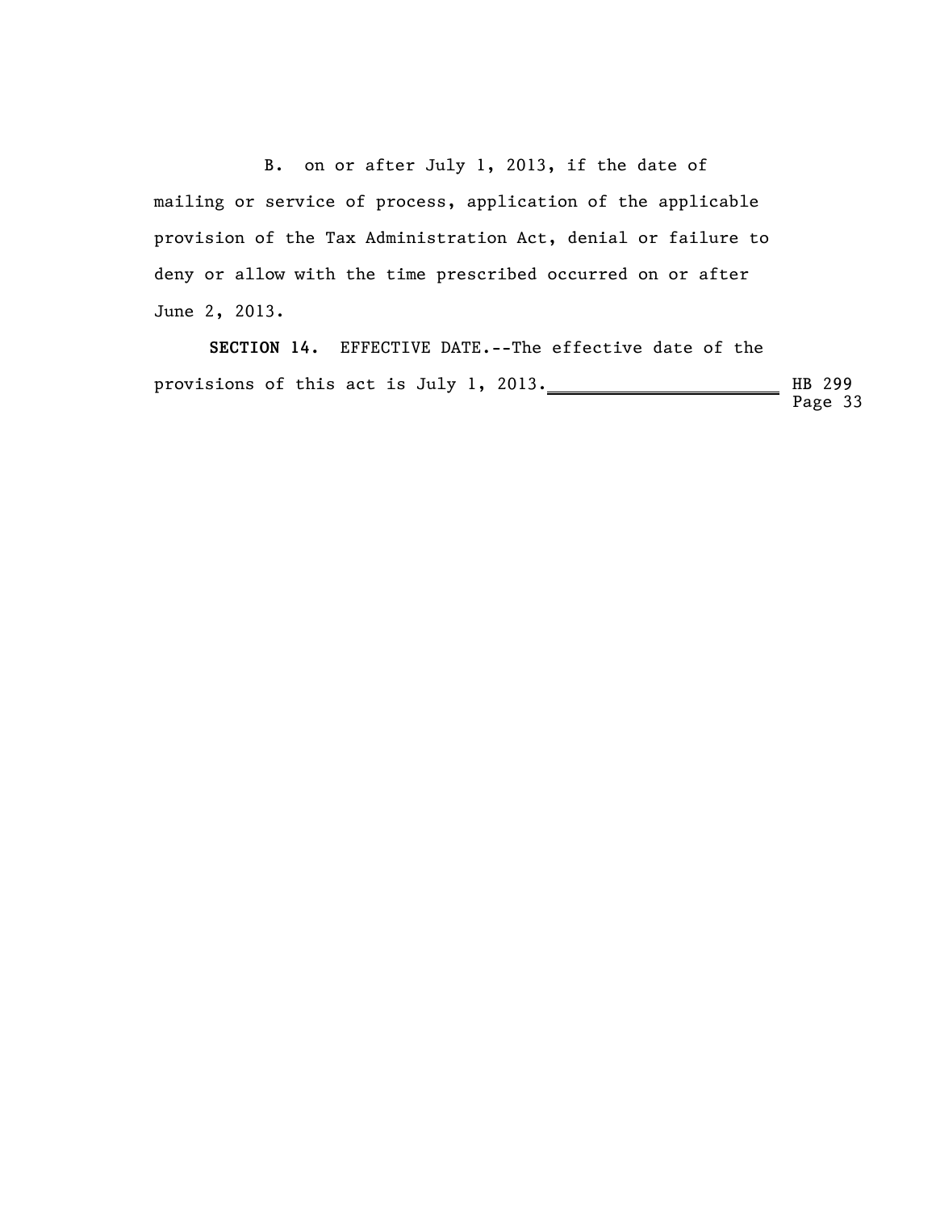B. on or after July 1, 2013, if the date of mailing or service of process, application of the applicable provision of the Tax Administration Act, denial or failure to deny or allow with the time prescribed occurred on or after June 2, 2013.

**SECTION 14.** EFFECTIVE DATE.--The effective date of the provisions of this act is July 1, 2013.